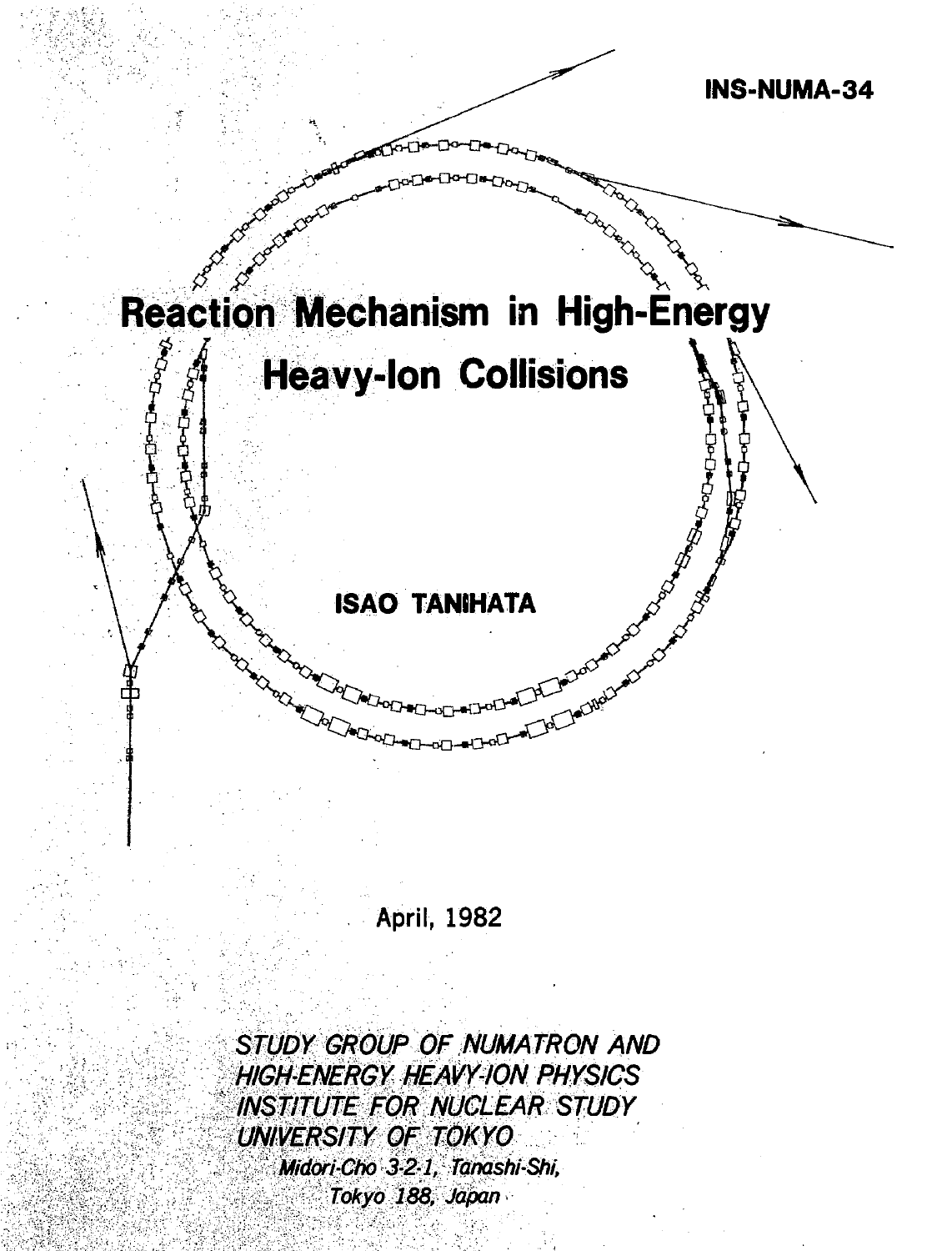INS-NUMA-34

# Reaction Mechanism in High-Energy Heavy-Ion Collisions

**ISAO TANIHATA**

April, 1982

*STUDY GROUP OF NUMATRON AND HIGH-ENERGY HEAVY-ION PHYSICS*
*INSTITUTE FOR NUCLEAR STUDY*
*UNIVERSITY OF TOKYO*
*Midori-Cho 3-2-1, Tanashi-Shi, Tokyo 188, Japan*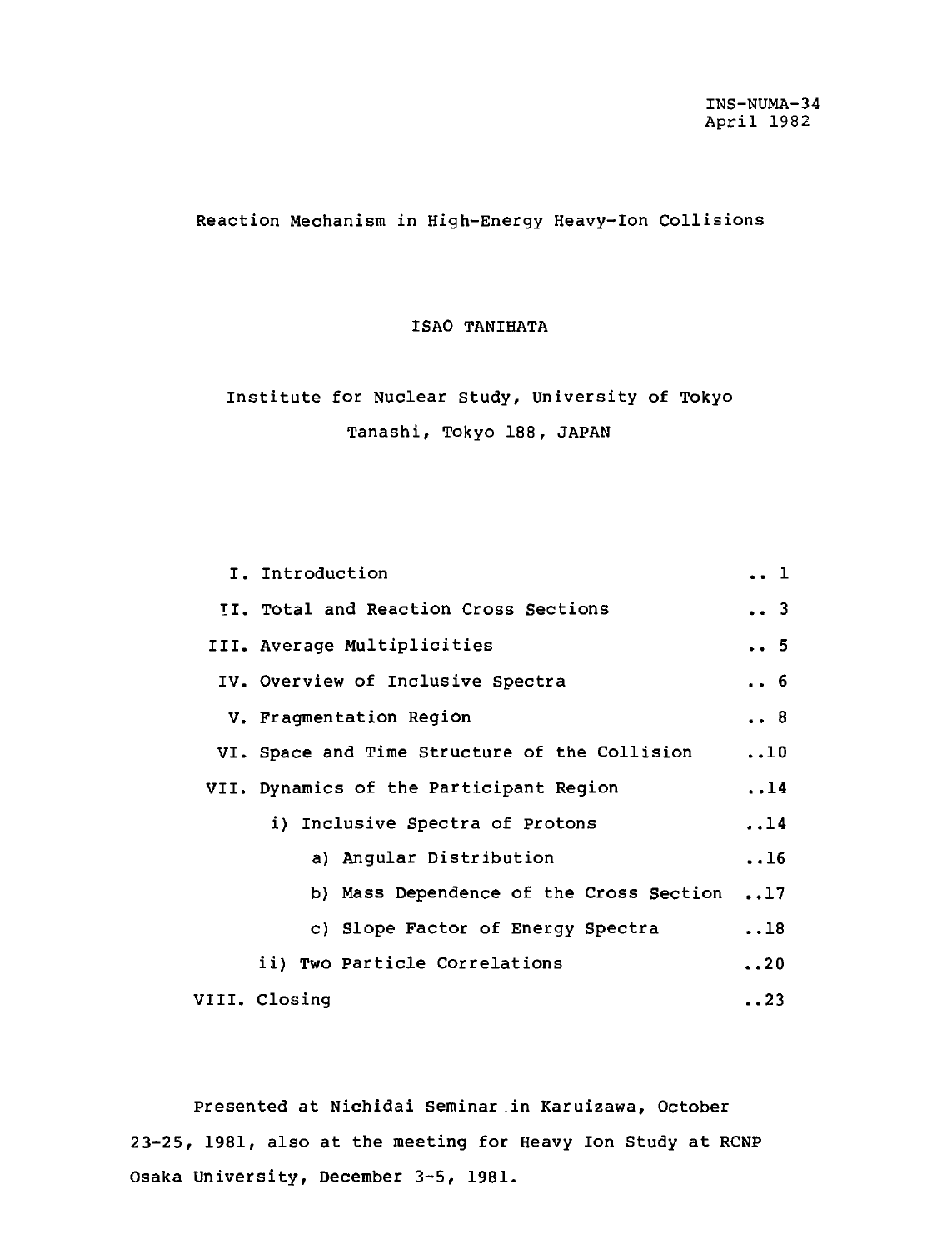INS-NUMA-34
April 1982

# Reaction Mechanism in High-Energy Heavy-Ion Collisions

ISAO TANIHATA

Institute for Nuclear Study, University of Tokyo
Tanashi, Tokyo 188, JAPAN

| | |
|---|---|
| I. Introduction | .. 1 |
| II. Total and Reaction Cross Sections | .. 3 |
| III. Average Multiplicities | .. 5 |
| IV. Overview of Inclusive Spectra | .. 6 |
| V. Fragmentation Region | .. 8 |
| VI. Space and Time Structure of the Collision | ..10 |
| VII. Dynamics of the Participant Region | ..14 |
| i) Inclusive Spectra of Protons | ..14 |
| a) Angular Distribution | ..16 |
| b) Mass Dependence of the Cross Section | ..17 |
| c) Slope Factor of Energy Spectra | ..18 |
| ii) Two Particle Correlations | ..20 |
| VIII. Closing | ..23 |

Presented at Nichidai Seminar in Karuizawa, October 23-25, 1981, also at the meeting for Heavy Ion Study at RCNP Osaka University, December 3-5, 1981.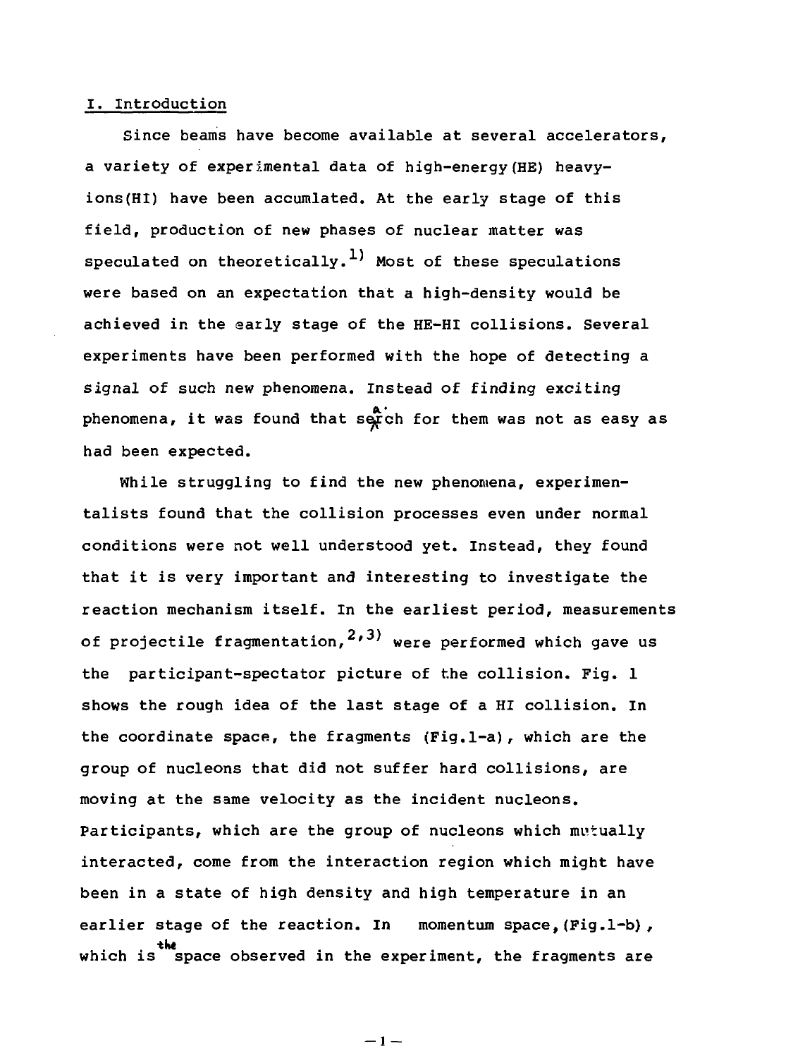## I. Introduction

Since beams have become available at several accelerators, a variety of experimental data of high-energy(HE) heavy-ions(HI) have been accumlated. At the early stage of this field, production of new phases of nuclear matter was speculated on theoretically.[1] Most of these speculations were based on an expectation that a high-density would be achieved in the early stage of the HE-HI collisions. Several experiments have been performed with the hope of detecting a signal of such new phenomena. Instead of finding exciting phenomena, it was found that search for them was not as easy as had been expected.

While struggling to find the new phenomena, experimentalists found that the collision processes even under normal conditions were not well understood yet. Instead, they found that it is very important and interesting to investigate the reaction mechanism itself. In the earliest period, measurements of projectile fragmentation,[2,3] were performed which gave us the participant-spectator picture of the collision. Fig. 1 shows the rough idea of the last stage of a HI collision. In the coordinate space, the fragments (Fig.1-a), which are the group of nucleons that did not suffer hard collisions, are moving at the same velocity as the incident nucleons. Participants, which are the group of nucleons which mutually interacted, come from the interaction region which might have been in a state of high density and high temperature in an earlier stage of the reaction. In momentum space,(Fig.1-b), which is the space observed in the experiment, the fragments are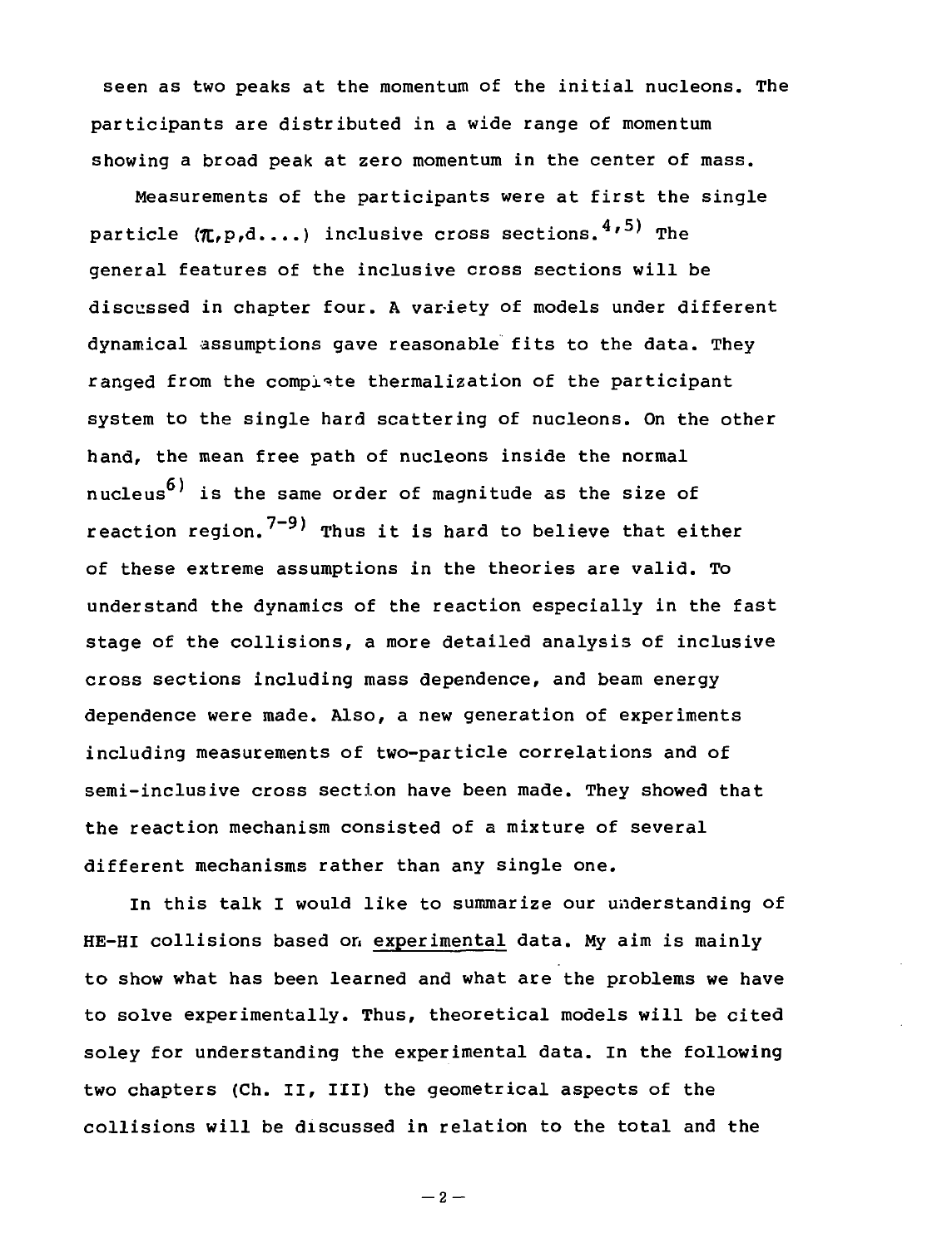seen as two peaks at the momentum of the initial nucleons. The participants are distributed in a wide range of momentum showing a broad peak at zero momentum in the center of mass.

Measurements of the participants were at first the single particle ($\pi$,p,d....) inclusive cross sections.[4,5] The general features of the inclusive cross sections will be discussed in chapter four. A variety of models under different dynamical assumptions gave reasonable fits to the data. They ranged from the complete thermalization of the participant system to the single hard scattering of nucleons. On the other hand, the mean free path of nucleons inside the normal nucleus[6] is the same order of magnitude as the size of reaction region.[7-9] Thus it is hard to believe that either of these extreme assumptions in the theories are valid. To understand the dynamics of the reaction especially in the fast stage of the collisions, a more detailed analysis of inclusive cross sections including mass dependence, and beam energy dependence were made. Also, a new generation of experiments including measurements of two-particle correlations and of semi-inclusive cross section have been made. They showed that the reaction mechanism consisted of a mixture of several different mechanisms rather than any single one.

In this talk I would like to summarize our understanding of HE-HI collisions based on experimental data. My aim is mainly to show what has been learned and what are the problems we have to solve experimentally. Thus, theoretical models will be cited soley for understanding the experimental data. In the following two chapters (Ch. II, III) the geometrical aspects of the collisions will be discussed in relation to the total and the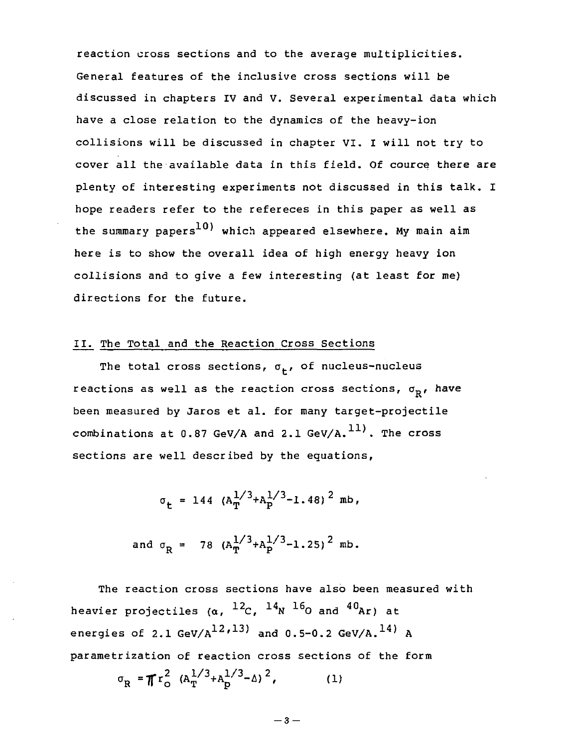reaction cross sections and to the average multiplicities. General features of the inclusive cross sections will be discussed in chapters IV and V. Several experimental data which have a close relation to the dynamics of the heavy-ion collisions will be discussed in chapter VI. I will not try to cover all the available data in this field. Of cource there are plenty of interesting experiments not discussed in this talk. I hope readers refer to the refereces in this paper as well as the summary papers[10] which appeared elsewhere. My main aim here is to show the overall idea of high energy heavy ion collisions and to give a few interesting (at least for me) directions for the future.

## II. The Total and the Reaction Cross Sections

The total cross sections, $\sigma_t$, of nucleus-nucleus reactions as well as the reaction cross sections, $\sigma_R$, have been measured by Jaros et al. for many target-projectile combinations at 0.87 GeV/A and 2.1 GeV/A.[11]. The cross sections are well described by the equations,

$$\sigma_t = 144 \ (A_T^{1/3}+A_P^{1/3}-1.48)^2 \text{ mb},$$

$$\text{and } \sigma_R = 78 \ (A_T^{1/3}+A_P^{1/3}-1.25)^2 \text{ mb}.$$

The reaction cross sections have also been measured with heavier projectiles ($\alpha$, $^{12}C$, $^{14}N$ $^{16}O$ and $^{40}Ar$) at energies of 2.1 GeV/A[12,13] and 0.5-0.2 GeV/A.[14] A parametrization of reaction cross sections of the form

$$\sigma_R = \pi r_o^2 \ (A_T^{1/3}+A_P^{1/3}-\Delta)^2, \qquad (1)$$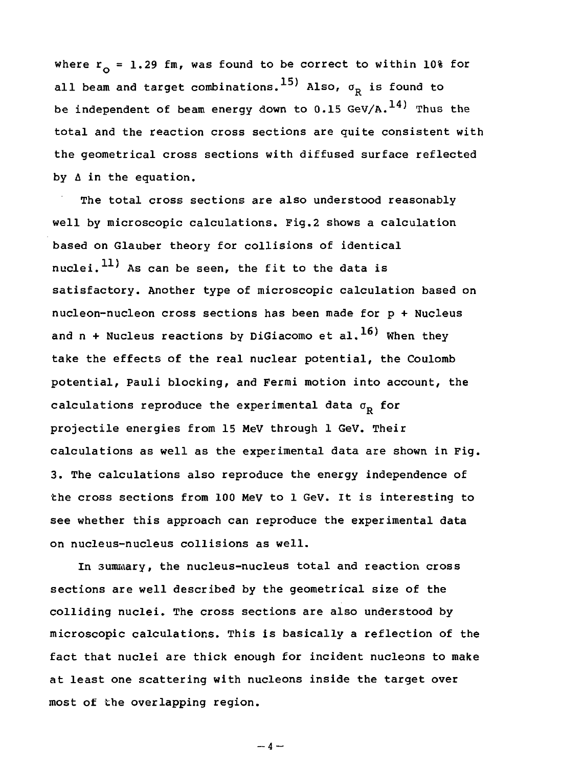where $r_o = 1.29$ fm, was found to be correct to within 10% for all beam and target combinations.[15] Also, $\sigma_R$ is found to be independent of beam energy down to 0.15 GeV/A.[14] Thus the total and the reaction cross sections are quite consistent with the geometrical cross sections with diffused surface reflected by $\Delta$ in the equation.

The total cross sections are also understood reasonably well by microscopic calculations. Fig.2 shows a calculation based on Glauber theory for collisions of identical nuclei.[11] As can be seen, the fit to the data is satisfactory. Another type of microscopic calculation based on nucleon-nucleon cross sections has been made for p + Nucleus and n + Nucleus reactions by DiGiacomo et al.[16] When they take the effects of the real nuclear potential, the Coulomb potential, Pauli blocking, and Fermi motion into account, the calculations reproduce the experimental data $\sigma_R$ for projectile energies from 15 MeV through 1 GeV. Their calculations as well as the experimental data are shown in Fig. 3. The calculations also reproduce the energy independence of the cross sections from 100 MeV to 1 GeV. It is interesting to see whether this approach can reproduce the experimental data on nucleus-nucleus collisions as well.

In summary, the nucleus-nucleus total and reaction cross sections are well described by the geometrical size of the colliding nuclei. The cross sections are also understood by microscopic calculations. This is basically a reflection of the fact that nuclei are thick enough for incident nucleons to make at least one scattering with nucleons inside the target over most of the overlapping region.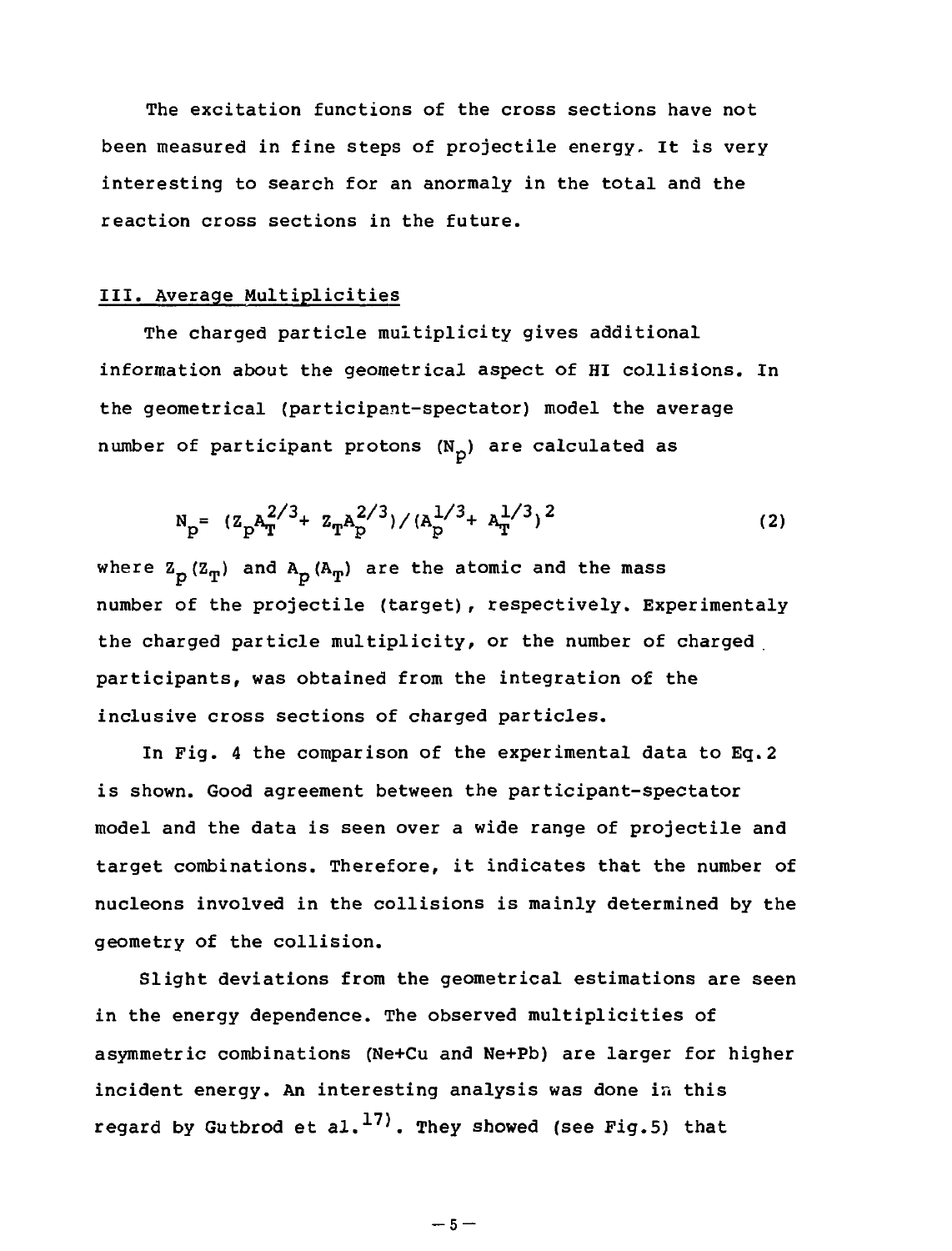The excitation functions of the cross sections have not been measured in fine steps of projectile energy. It is very interesting to search for an anormaly in the total and the reaction cross sections in the future.

## III. Average Multiplicities

The charged particle multiplicity gives additional information about the geometrical aspect of HI collisions. In the geometrical (participant-spectator) model the average number of participant protons ($N_p$) are calculated as

$$N_p = (Z_p A_T^{2/3} + Z_T A_p^{2/3}) / (A_p^{1/3} + A_T^{1/3})^2 \tag{2}$$

where $Z_p(Z_T)$ and $A_p(A_T)$ are the atomic and the mass number of the projectile (target), respectively. Experimentaly the charged particle multiplicity, or the number of charged participants, was obtained from the integration of the inclusive cross sections of charged particles.

In Fig. 4 the comparison of the experimental data to Eq.2 is shown. Good agreement between the participant-spectator model and the data is seen over a wide range of projectile and target combinations. Therefore, it indicates that the number of nucleons involved in the collisions is mainly determined by the geometry of the collision.

Slight deviations from the geometrical estimations are seen in the energy dependence. The observed multiplicities of asymmetric combinations (Ne+Cu and Ne+Pb) are larger for higher incident energy. An interesting analysis was done in this regard by Gutbrod et al.[17]. They showed (see Fig.5) that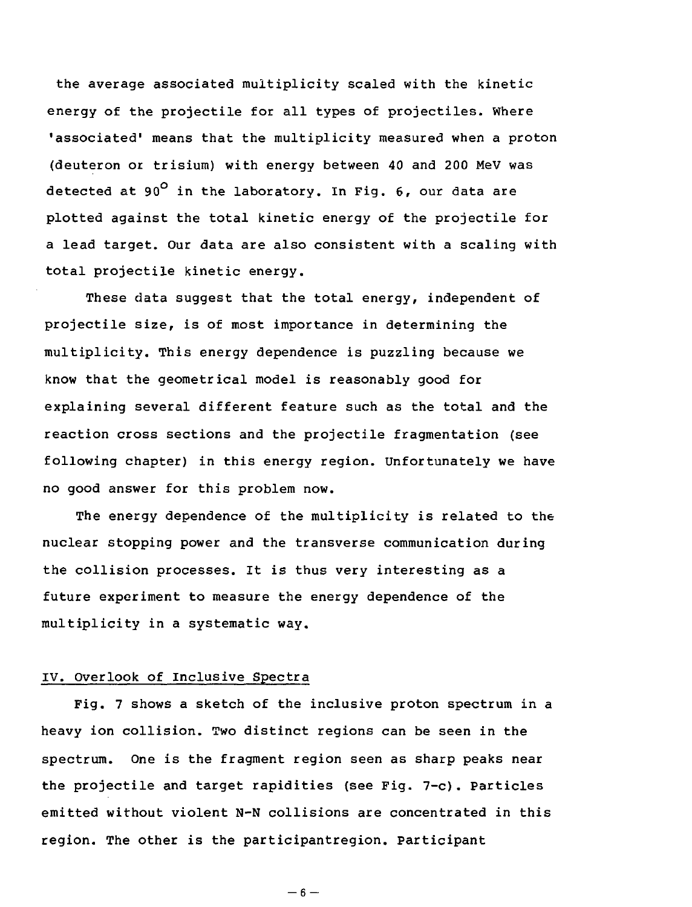the average associated multiplicity scaled with the kinetic energy of the projectile for all types of projectiles. Where 'associated' means that the multiplicity measured when a proton (deuteron or trisium) with energy between 40 and 200 MeV was detected at $90^{\circ}$ in the laboratory. In Fig. 6, our data are plotted against the total kinetic energy of the projectile for a lead target. Our data are also consistent with a scaling with total projectile kinetic energy.

These data suggest that the total energy, independent of projectile size, is of most importance in determining the multiplicity. This energy dependence is puzzling because we know that the geometrical model is reasonably good for explaining several different feature such as the total and the reaction cross sections and the projectile fragmentation (see following chapter) in this energy region. Unfortunately we have no good answer for this problem now.

The energy dependence of the multiplicity is related to the nuclear stopping power and the transverse communication during the collision processes. It is thus very interesting as a future experiment to measure the energy dependence of the multiplicity in a systematic way.

## IV. Overlook of Inclusive Spectra

Fig. 7 shows a sketch of the inclusive proton spectrum in a heavy ion collision. Two distinct regions can be seen in the spectrum. One is the fragment region seen as sharp peaks near the projectile and target rapidities (see Fig. 7-c). Particles emitted without violent N-N collisions are concentrated in this region. The other is the participantregion. Participant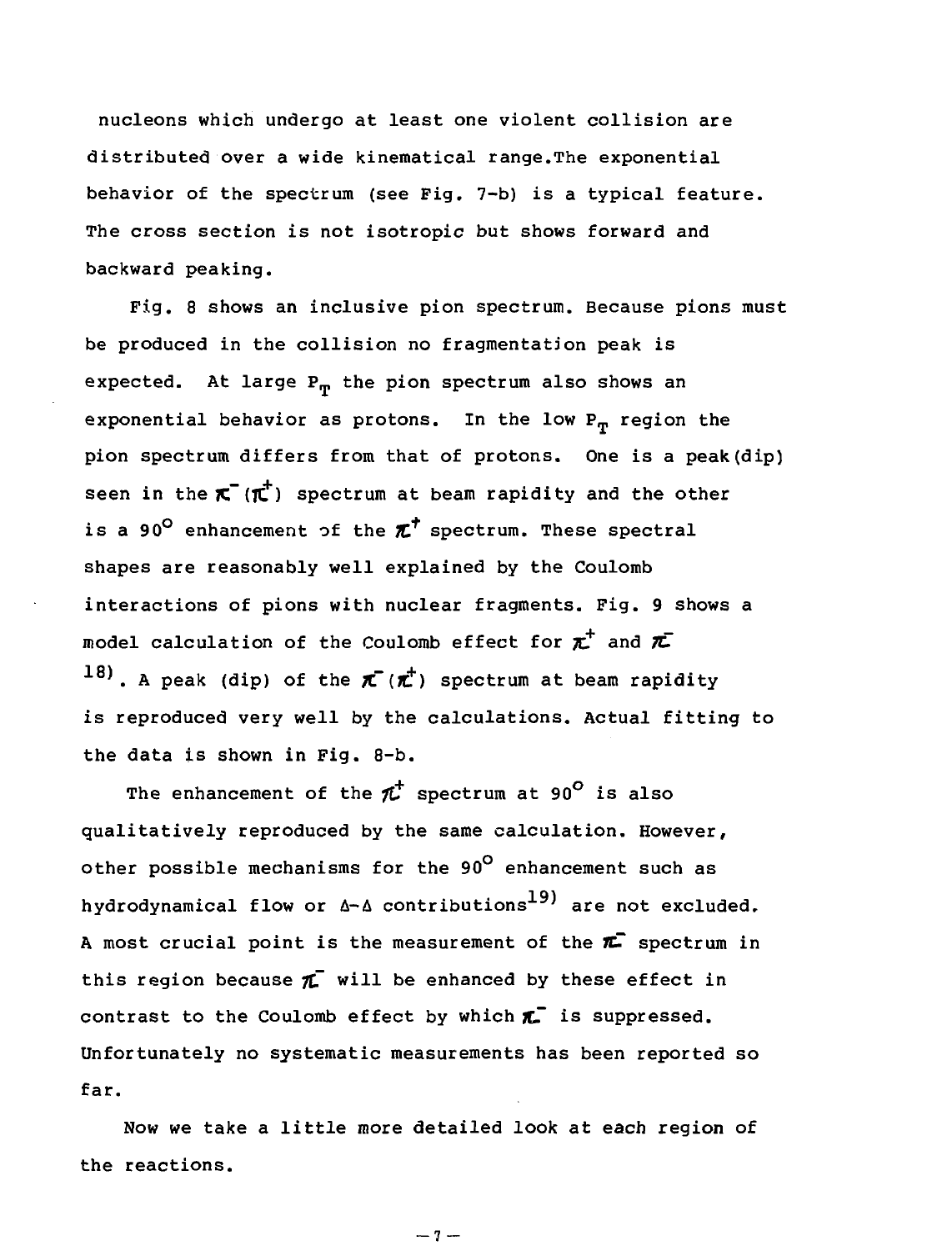nucleons which undergo at least one violent collision are distributed over a wide kinematical range.The exponential behavior of the spectrum (see Fig. 7-b) is a typical feature. The cross section is not isotropic but shows forward and backward peaking.

Fig. 8 shows an inclusive pion spectrum. Because pions must be produced in the collision no fragmentation peak is expected. At large $P_T$ the pion spectrum also shows an exponential behavior as protons. In the low $P_T$ region the pion spectrum differs from that of protons. One is a peak(dip) seen in the $\pi^-(\pi^+)$ spectrum at beam rapidity and the other is a $90^\circ$ enhancement of the $\pi^+$ spectrum. These spectral shapes are reasonably well explained by the Coulomb interactions of pions with nuclear fragments. Fig. 9 shows a model calculation of the Coulomb effect for $\pi^+$ and $\pi^-$ [18]. A peak (dip) of the $\pi^-(\pi^+)$ spectrum at beam rapidity is reproduced very well by the calculations. Actual fitting to the data is shown in Fig. 8-b.

The enhancement of the $\pi^+$ spectrum at $90^\circ$ is also qualitatively reproduced by the same calculation. However, other possible mechanisms for the $90^\circ$ enhancement such as hydrodynamical flow or $\Delta$-$\Delta$ contributions[19] are not excluded. A most crucial point is the measurement of the $\pi^-$ spectrum in this region because $\pi^-$ will be enhanced by these effect in contrast to the Coulomb effect by which $\pi^-$ is suppressed. Unfortunately no systematic measurements has been reported so far.

Now we take a little more detailed look at each region of the reactions.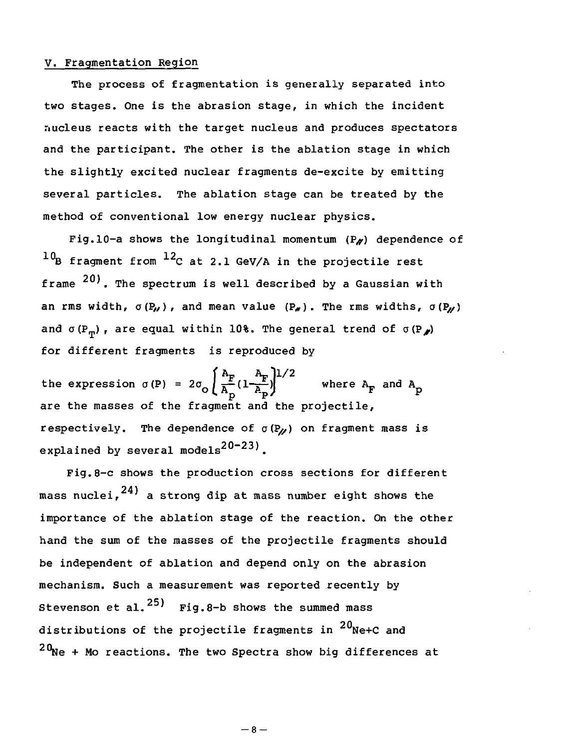## V. Fragmentation Region

The process of fragmentation is generally separated into two stages. One is the abrasion stage, in which the incident nucleus reacts with the target nucleus and produces spectators and the participant. The other is the ablation stage in which the slightly excited nuclear fragments de-excite by emitting several particles. The ablation stage can be treated by the method of conventional low energy nuclear physics.

Fig.10-a shows the longitudinal momentum ($P_{/\!/}$) dependence of $^{10}B$ fragment from $^{12}C$ at 2.1 GeV/A in the projectile rest frame [20]. The spectrum is well described by a Gaussian with an rms width, $\sigma(P_{/\!/})$, and mean value $\langle P_{/\!/} \rangle$. The rms widths, $\sigma(P_{/\!/})$ and $\sigma(P_T)$, are equal within 10%. The general trend of $\sigma(P_{/\!/})$ for different fragments is reproduced by the expression $\sigma(P) = 2\sigma_0 \left\{ \frac{A_F}{A_P}(1-\frac{A_F}{A_P}) \right\}^{1/2}$ where $A_F$ and $A_P$ are the masses of the fragment and the projectile, respectively. The dependence of $\sigma(P_{/\!/})$ on fragment mass is explained by several models[20-23].

Fig.8-c shows the production cross sections for different mass nuclei,[24] a strong dip at mass number eight shows the importance of the ablation stage of the reaction. On the other hand the sum of the masses of the projectile fragments should be independent of ablation and depend only on the abrasion mechanism. Such a measurement was reported recently by Stevenson et al.[25] Fig.8-b shows the summed mass distributions of the projectile fragments in $^{20}Ne$+C and $^{20}Ne$ + Mo reactions. The two Spectra show big differences at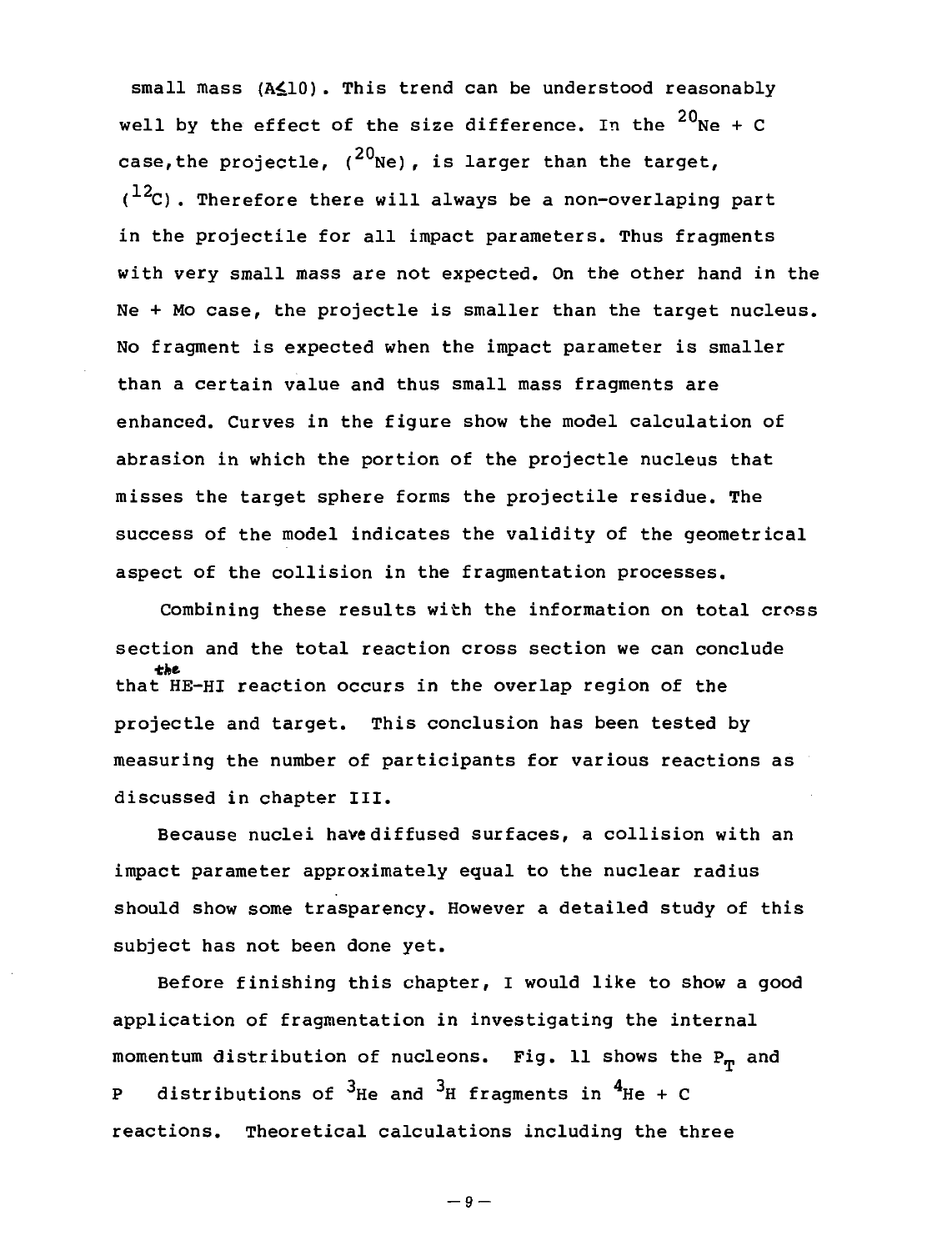small mass (A≲10). This trend can be understood reasonably well by the effect of the size difference. In the $^{20}$Ne + C case, the projectile, ($^{20}$Ne), is larger than the target, ($^{12}$C). Therefore there will always be a non-overlaping part in the projectile for all impact parameters. Thus fragments with very small mass are not expected. On the other hand in the Ne + Mo case, the projectile is smaller than the target nucleus. No fragment is expected when the impact parameter is smaller than a certain value and thus small mass fragments are enhanced. Curves in the figure show the model calculation of abrasion in which the portion of the projectile nucleus that misses the target sphere forms the projectile residue. The success of the model indicates the validity of the geometrical aspect of the collision in the fragmentation processes.

Combining these results with the information on total cross section and the total reaction cross section we can conclude that the HE-HI reaction occurs in the overlap region of the projectle and target. This conclusion has been tested by measuring the number of participants for various reactions as discussed in chapter III.

Because nuclei have diffused surfaces, a collision with an impact parameter approximately equal to the nuclear radius should show some trasparency. However a detailed study of this subject has not been done yet.

Before finishing this chapter, I would like to show a good application of fragmentation in investigating the internal momentum distribution of nucleons. Fig. 11 shows the $P_T$ and $P$ distributions of $^3$He and $^3$H fragments in $^4$He + C reactions. Theoretical calculations including the three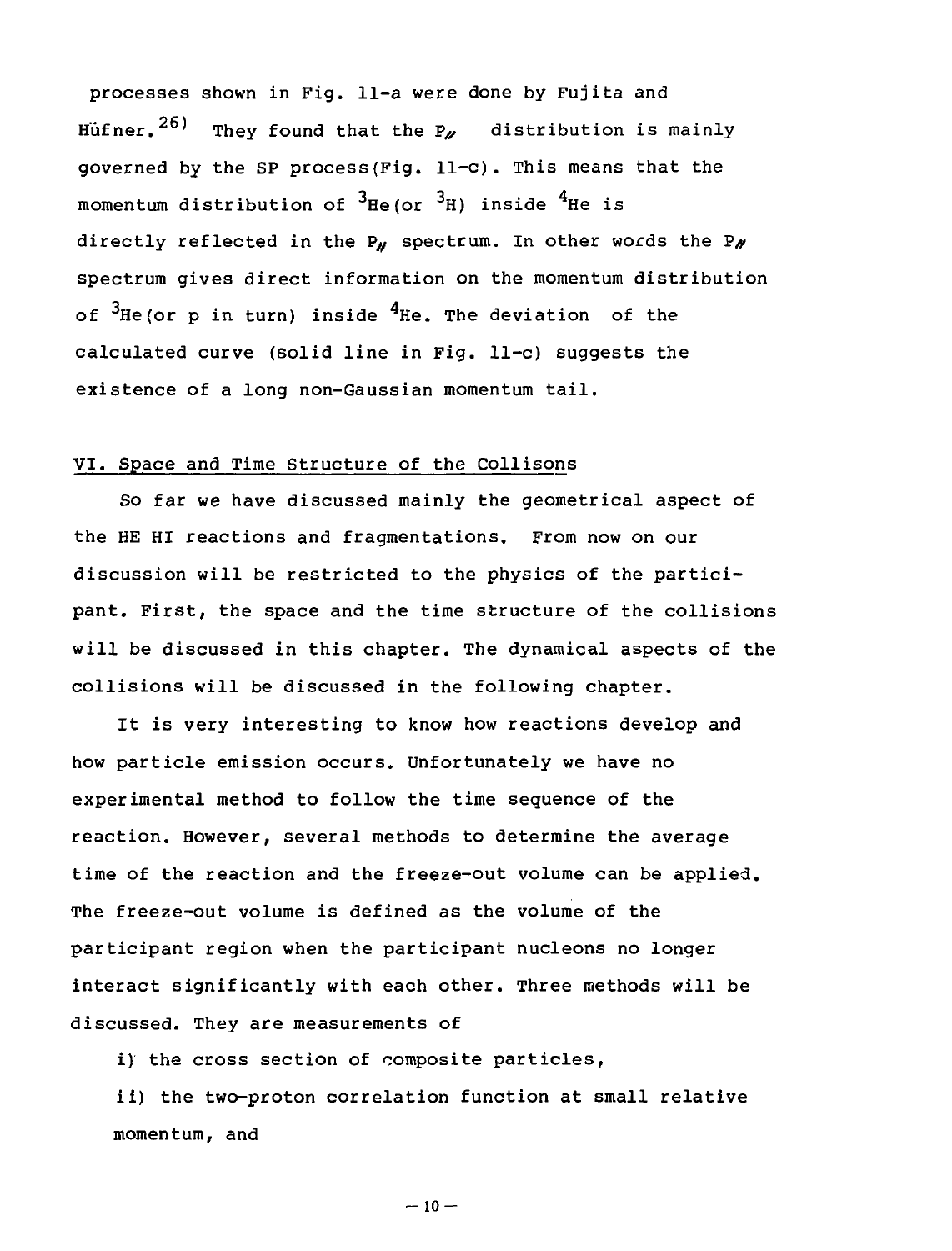processes shown in Fig. 11-a were done by Fujita and Hüfner.[26] They found that the $P_{/\!/}$ distribution is mainly governed by the SP process(Fig. 11-c). This means that the momentum distribution of $^3$He(or $^3$H) inside $^4$He is directly reflected in the $P_{/\!/}$ spectrum. In other words the $P_{/\!/}$ spectrum gives direct information on the momentum distribution of $^3$He(or p in turn) inside $^4$He. The deviation of the calculated curve (solid line in Fig. 11-c) suggests the existence of a long non-Gaussian momentum tail.

## VI. Space and Time Structure of the Collisons

So far we have discussed mainly the geometrical aspect of the HE HI reactions and fragmentations. From now on our discussion will be restricted to the physics of the participant. First, the space and the time structure of the collisions will be discussed in this chapter. The dynamical aspects of the collisions will be discussed in the following chapter.

It is very interesting to know how reactions develop and how particle emission occurs. Unfortunately we have no experimental method to follow the time sequence of the reaction. However, several methods to determine the average time of the reaction and the freeze-out volume can be applied. The freeze-out volume is defined as the volume of the participant region when the participant nucleons no longer interact significantly with each other. Three methods will be discussed. They are measurements of

i) the cross section of composite particles,

ii) the two-proton correlation function at small relative momentum, and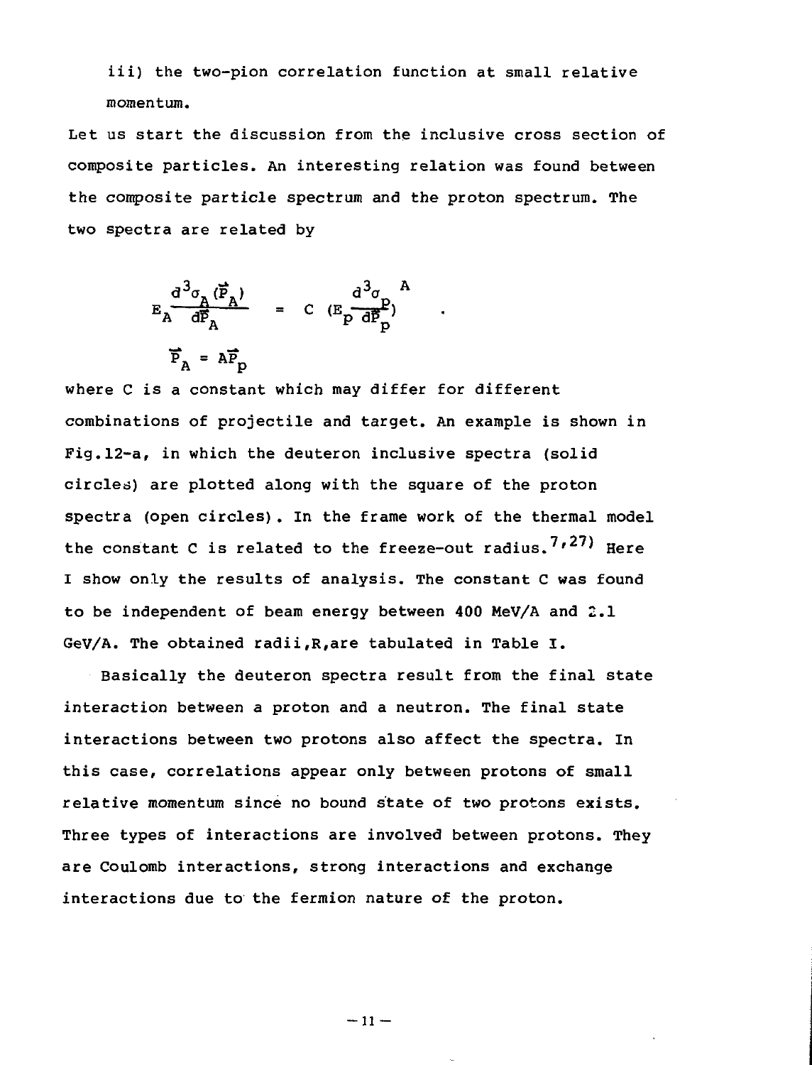iii) the two-pion correlation function at small relative momentum.

Let us start the discussion from the inclusive cross section of composite particles. An interesting relation was found between the composite particle spectrum and the proton spectrum. The two spectra are related by

$$E_A \frac{d^3\sigma_A(\vec{P}_A)}{d\vec{P}_A} = C \left(E_p \frac{d^3\sigma_p}{d\vec{P}_p}\right)^A \quad .$$

$$\vec{P}_A = A\vec{P}_p$$

where C is a constant which may differ for different combinations of projectile and target. An example is shown in Fig.12-a, in which the deuteron inclusive spectra (solid circles) are plotted along with the square of the proton spectra (open circles). In the frame work of the thermal model the constant C is related to the freeze-out radius.[7,27] Here I show only the results of analysis. The constant C was found to be independent of beam energy between 400 MeV/A and 2.1 GeV/A. The obtained radii, R, are tabulated in Table I.

Basically the deuteron spectra result from the final state interaction between a proton and a neutron. The final state interactions between two protons also affect the spectra. In this case, correlations appear only between protons of small relative momentum since no bound state of two protons exists. Three types of interactions are involved between protons. They are Coulomb interactions, strong interactions and exchange interactions due to the fermion nature of the proton.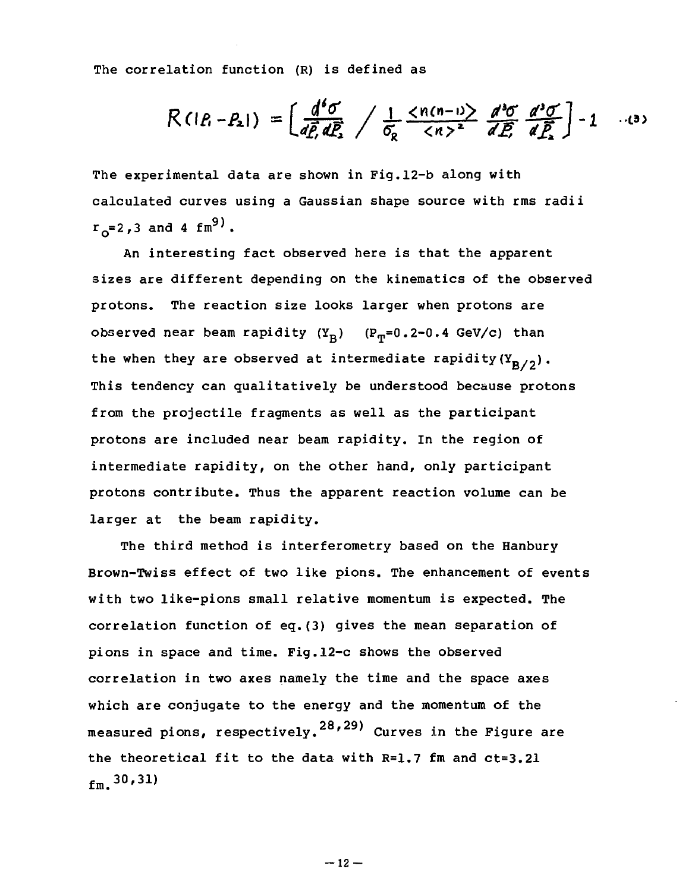The correlation function (R) is defined as

$$R(|P_1 - P_2|) = \left[ \frac{d^6\sigma}{d\vec{P}_1 d\vec{P}_2} \Big/ \frac{1}{\sigma_R} \frac{\langle n(n-1) \rangle}{\langle n \rangle^2} \frac{d^3\sigma}{d\vec{P}_1} \frac{d^3\sigma}{d\vec{P}_2} \right] - 1 \quad \cdots (3)$$

The experimental data are shown in Fig.12-b along with calculated curves using a Gaussian shape source with rms radii $r_0$=2,3 and 4 fm[9].

An interesting fact observed here is that the apparent sizes are different depending on the kinematics of the observed protons. The reaction size looks larger when protons are observed near beam rapidity ($Y_B$) ($P_T$=0.2-0.4 GeV/c) than the when they are observed at intermediate rapidity($Y_{B/2}$). This tendency can qualitatively be understood because protons from the projectile fragments as well as the participant protons are included near beam rapidity. In the region of intermediate rapidity, on the other hand, only participant protons contribute. Thus the apparent reaction volume can be larger at the beam rapidity.

The third method is interferometry based on the Hanbury Brown-Twiss effect of two like pions. The enhancement of events with two like-pions small relative momentum is expected. The correlation function of eq.(3) gives the mean separation of pions in space and time. Fig.12-c shows the observed correlation in two axes namely the time and the space axes which are conjugate to the energy and the momentum of the measured pions, respectively.[28,29] Curves in the Figure are the theoretical fit to the data with R=1.7 fm and ct=3.21 fm.[30,31]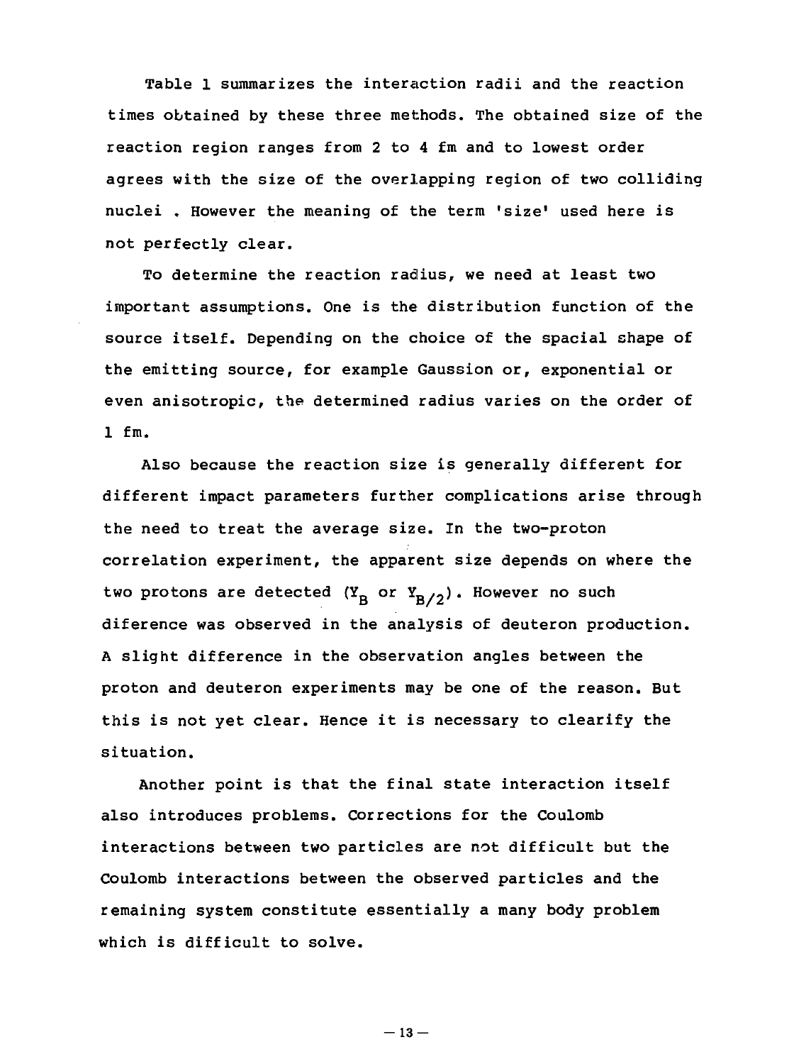Table 1 summarizes the interaction radii and the reaction times obtained by these three methods. The obtained size of the reaction region ranges from 2 to 4 fm and to lowest order agrees with the size of the overlapping region of two colliding nuclei . However the meaning of the term 'size' used here is not perfectly clear.

To determine the reaction radius, we need at least two important assumptions. One is the distribution function of the source itself. Depending on the choice of the spacial shape of the emitting source, for example Gaussion or, exponential or even anisotropic, the determined radius varies on the order of 1 fm.

Also because the reaction size is generally different for different impact parameters further complications arise through the need to treat the average size. In the two-proton correlation experiment, the apparent size depends on where the two protons are detected ($Y_B$ or $Y_{B/2}$). However no such diference was observed in the analysis of deuteron production. A slight difference in the observation angles between the proton and deuteron experiments may be one of the reason. But this is not yet clear. Hence it is necessary to clearify the situation.

Another point is that the final state interaction itself also introduces problems. Corrections for the Coulomb interactions between two particles are not difficult but the Coulomb interactions between the observed particles and the remaining system constitute essentially a many body problem which is difficult to solve.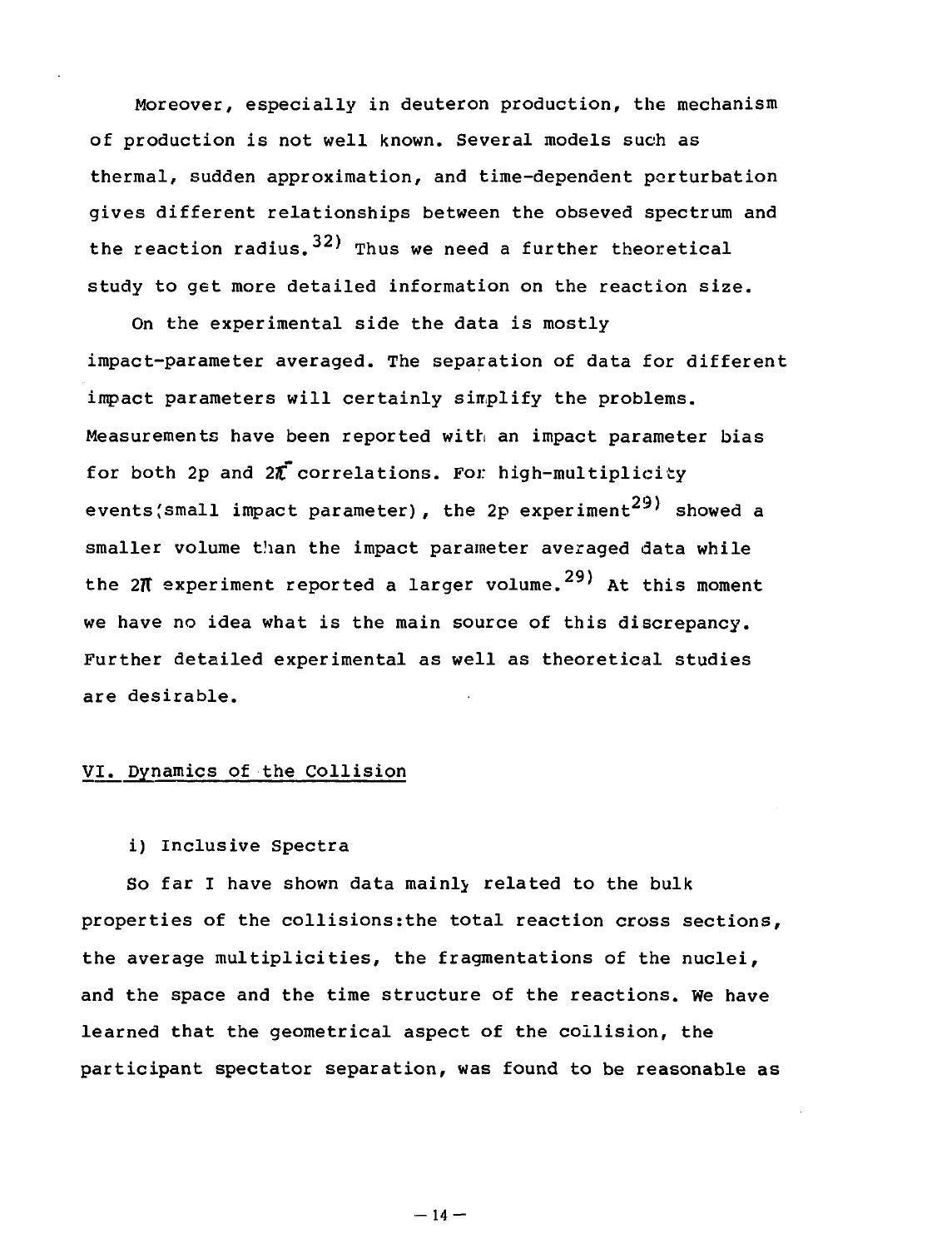Moreover, especially in deuteron production, the mechanism of production is not well known. Several models such as thermal, sudden approximation, and time-dependent perturbation gives different relationships between the obseved spectrum and the reaction radius.[32] Thus we need a further theoretical study to get more detailed information on the reaction size.

On the experimental side the data is mostly impact-parameter averaged. The separation of data for different impact parameters will certainly simplify the problems. Measurements have been reported with an impact parameter bias for both 2p and $2\pi^-$ correlations. For high-multiplicity events (small impact parameter), the 2p experiment[29] showed a smaller volume than the impact parameter averaged data while the $2\pi$ experiment reported a larger volume.[29] At this moment we have no idea what is the main source of this discrepancy. Further detailed experimental as well as theoretical studies are desirable.

## VI. Dynamics of the Collision

### i) Inclusive Spectra

So far I have shown data mainly related to the bulk properties of the collisions:the total reaction cross sections, the average multiplicities, the fragmentations of the nuclei, and the space and the time structure of the reactions. We have learned that the geometrical aspect of the collision, the participant spectator separation, was found to be reasonable as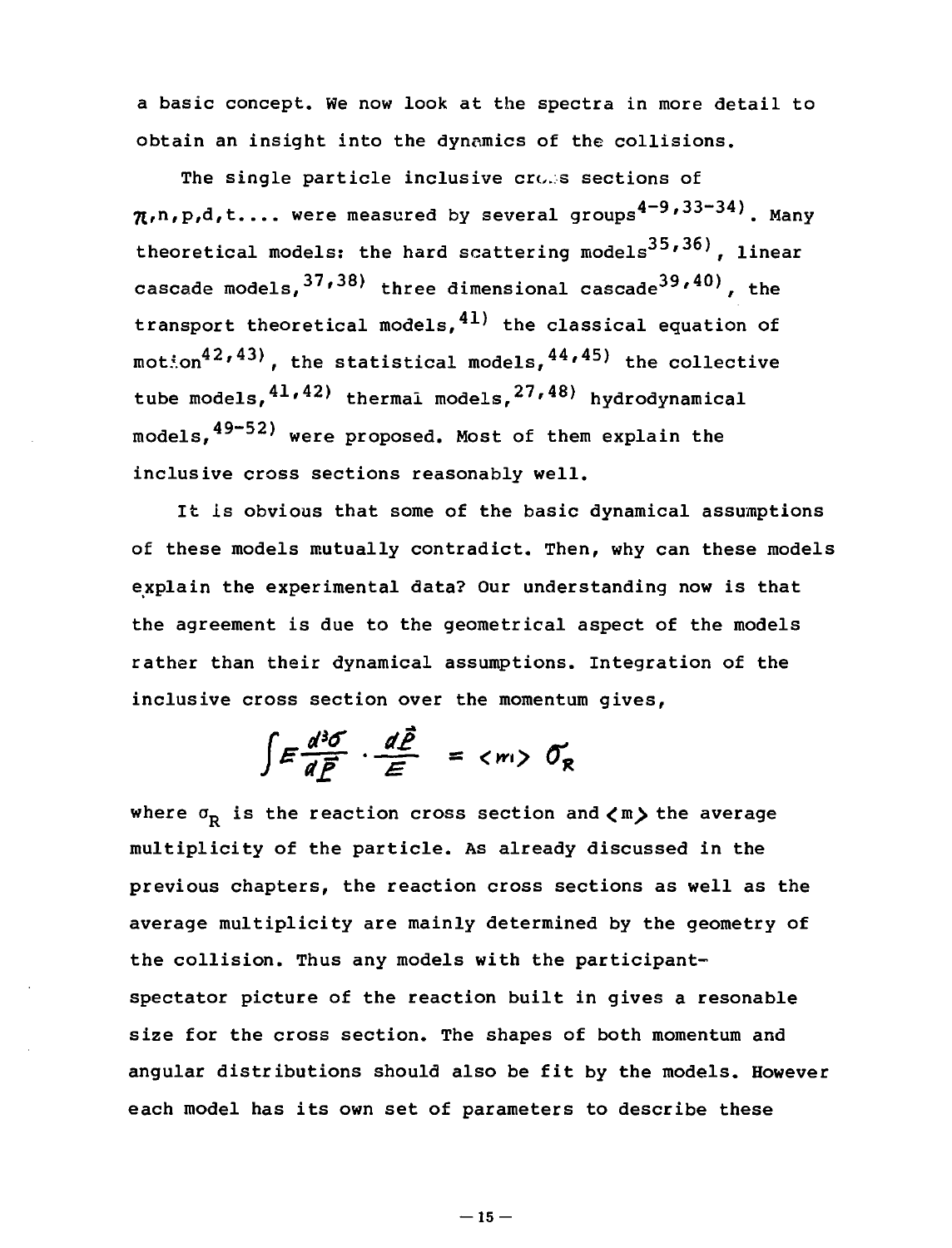a basic concept. We now look at the spectra in more detail to obtain an insight into the dynamics of the collisions.

The single particle inclusive cross sections of $\pi$,n,p,d,t.... were measured by several groups[4-9,33-34]. Many theoretical models: the hard scattering models[35,36], linear cascade models,[37,38] three dimensional cascade[39,40], the transport theoretical models,[41] the classical equation of motion[42,43], the statistical models,[44,45] the collective tube models,[41,42] thermal models,[27,48] hydrodynamical models,[49-52] were proposed. Most of them explain the inclusive cross sections reasonably well.

It is obvious that some of the basic dynamical assumptions of these models mutually contradict. Then, why can these models explain the experimental data? Our understanding now is that the agreement is due to the geometrical aspect of the models rather than their dynamical assumptions. Integration of the inclusive cross section over the momentum gives,

$$\int E \frac{d^3\sigma}{d\vec{P}} \cdot \frac{d\vec{P}}{E} = \langle m \rangle \, \sigma_R$$

where $\sigma_R$ is the reaction cross section and $\langle m \rangle$ the average multiplicity of the particle. As already discussed in the previous chapters, the reaction cross sections as well as the average multiplicity are mainly determined by the geometry of the collision. Thus any models with the participant-spectator picture of the reaction built in gives a resonable size for the cross section. The shapes of both momentum and angular distributions should also be fit by the models. However each model has its own set of parameters to describe these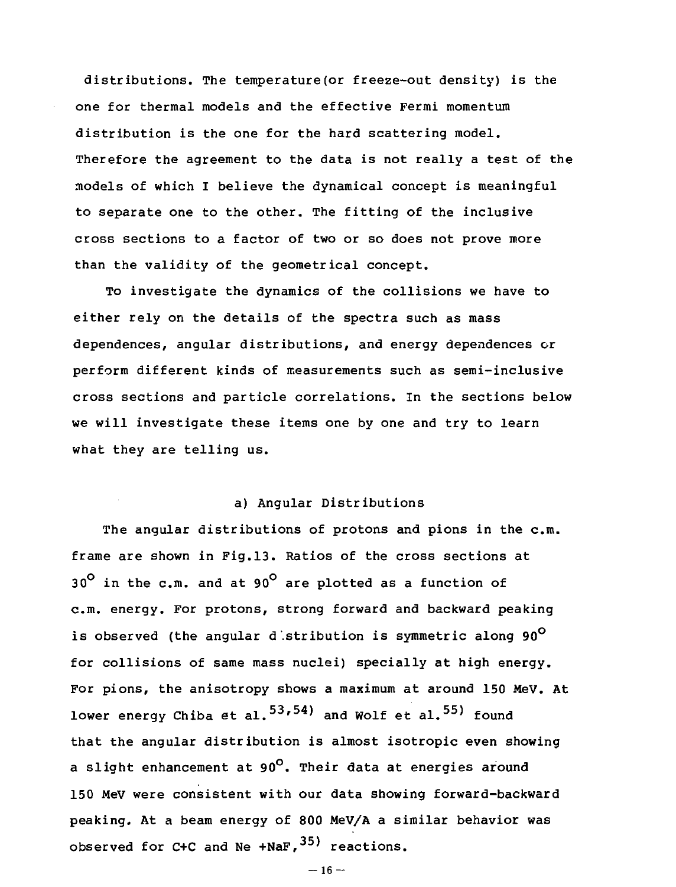distributions. The temperature(or freeze-out density) is the one for thermal models and the effective Fermi momentum distribution is the one for the hard scattering model. Therefore the agreement to the data is not really a test of the models of which I believe the dynamical concept is meaningful to separate one to the other. The fitting of the inclusive cross sections to a factor of two or so does not prove more than the validity of the geometrical concept.

To investigate the dynamics of the collisions we have to either rely on the details of the spectra such as mass dependences, angular distributions, and energy dependences or perform different kinds of measurements such as semi-inclusive cross sections and particle correlations. In the sections below we will investigate these items one by one and try to learn what they are telling us.

### a) Angular Distributions

The angular distributions of protons and pions in the c.m. frame are shown in Fig.13. Ratios of the cross sections at $30^{\circ}$ in the c.m. and at $90^{\circ}$ are plotted as a function of c.m. energy. For protons, strong forward and backward peaking is observed (the angular distribution is symmetric along $90^{\circ}$ for collisions of same mass nuclei) specially at high energy. For pions, the anisotropy shows a maximum at around 150 MeV. At lower energy Chiba et al.[53,54] and Wolf et al.[55] found that the angular distribution is almost isotropic even showing a slight enhancement at $90^{\circ}$. Their data at energies around 150 MeV were consistent with our data showing forward-backward peaking. At a beam energy of 800 MeV/A a similar behavior was observed for C+C and Ne +NaF,[35] reactions.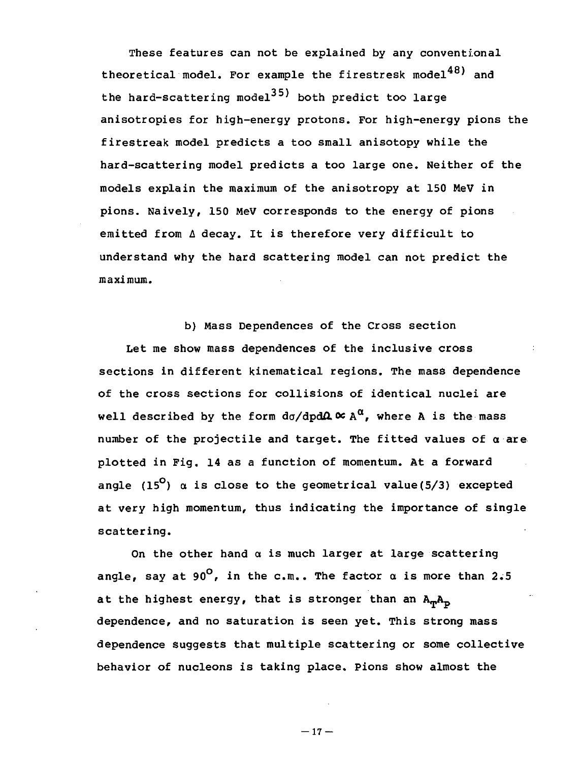These features can not be explained by any conventional theoretical model. For example the firestresk model[48] and the hard-scattering model[35] both predict too large anisotropies for high-energy protons. For high-energy pions the firestreak model predicts a too small anisotopy while the hard-scattering model predicts a too large one. Neither of the models explain the maximum of the anisotropy at 150 MeV in pions. Naively, 150 MeV corresponds to the energy of pions emitted from $\Delta$ decay. It is therefore very difficult to understand why the hard scattering model can not predict the maximum.

### b) Mass Dependences of the Cross section

Let me show mass dependences of the inclusive cross sections in different kinematical regions. The mass dependence of the cross sections for collisions of identical nuclei are well described by the form $d\sigma/dpd\Omega \propto A^{\alpha}$, where A is the mass number of the projectile and target. The fitted values of $\alpha$ are plotted in Fig. 14 as a function of momentum. At a forward angle ($15^{o}$) $\alpha$ is close to the geometrical value(5/3) excepted at very high momentum, thus indicating the importance of single scattering.

On the other hand $\alpha$ is much larger at large scattering angle, say at $90^{o}$, in the c.m.. The factor $\alpha$ is more than 2.5 at the highest energy, that is stronger than an $A_T A_P$ dependence, and no saturation is seen yet. This strong mass dependence suggests that multiple scattering or some collective behavior of nucleons is taking place. Pions show almost the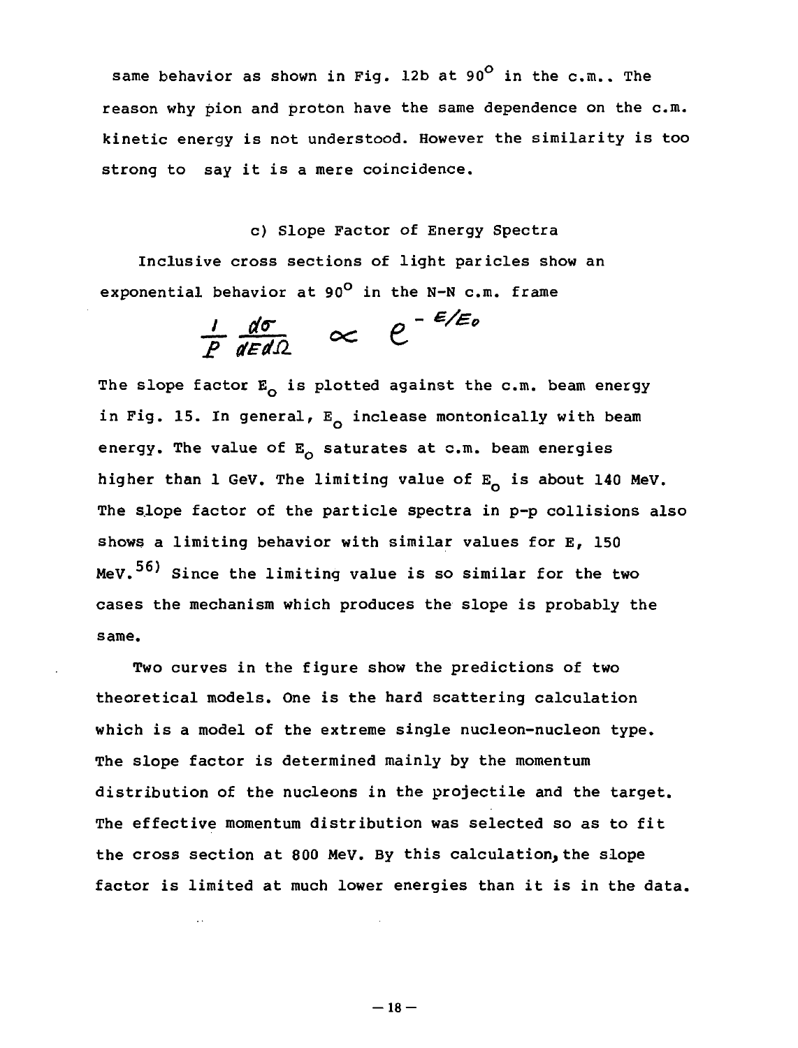same behavior as shown in Fig. 12b at $90^{\circ}$ in the c.m.. The reason why pion and proton have the same dependence on the c.m. kinetic energy is not understood. However the similarity is too strong to say it is a mere coincidence.

### c) Slope Factor of Energy Spectra

Inclusive cross sections of light paricles show an exponential behavior at $90^{\circ}$ in the N-N c.m. frame

$$\frac{1}{P}\frac{d\sigma}{dE d\Omega} \propto e^{-E/E_0}$$

The slope factor $E_0$ is plotted against the c.m. beam energy in Fig. 15. In general, $E_0$ inclease montonically with beam energy. The value of $E_0$ saturates at c.m. beam energies higher than 1 GeV. The limiting value of $E_0$ is about 140 MeV. The slope factor of the particle spectra in p-p collisions also shows a limiting behavior with similar values for E, 150 MeV.[56] Since the limiting value is so similar for the two cases the mechanism which produces the slope is probably the same.

Two curves in the figure show the predictions of two theoretical models. One is the hard scattering calculation which is a model of the extreme single nucleon-nucleon type. The slope factor is determined mainly by the momentum distribution of the nucleons in the projectile and the target. The effective momentum distribution was selected so as to fit the cross section at 800 MeV. By this calculation, the slope factor is limited at much lower energies than it is in the data.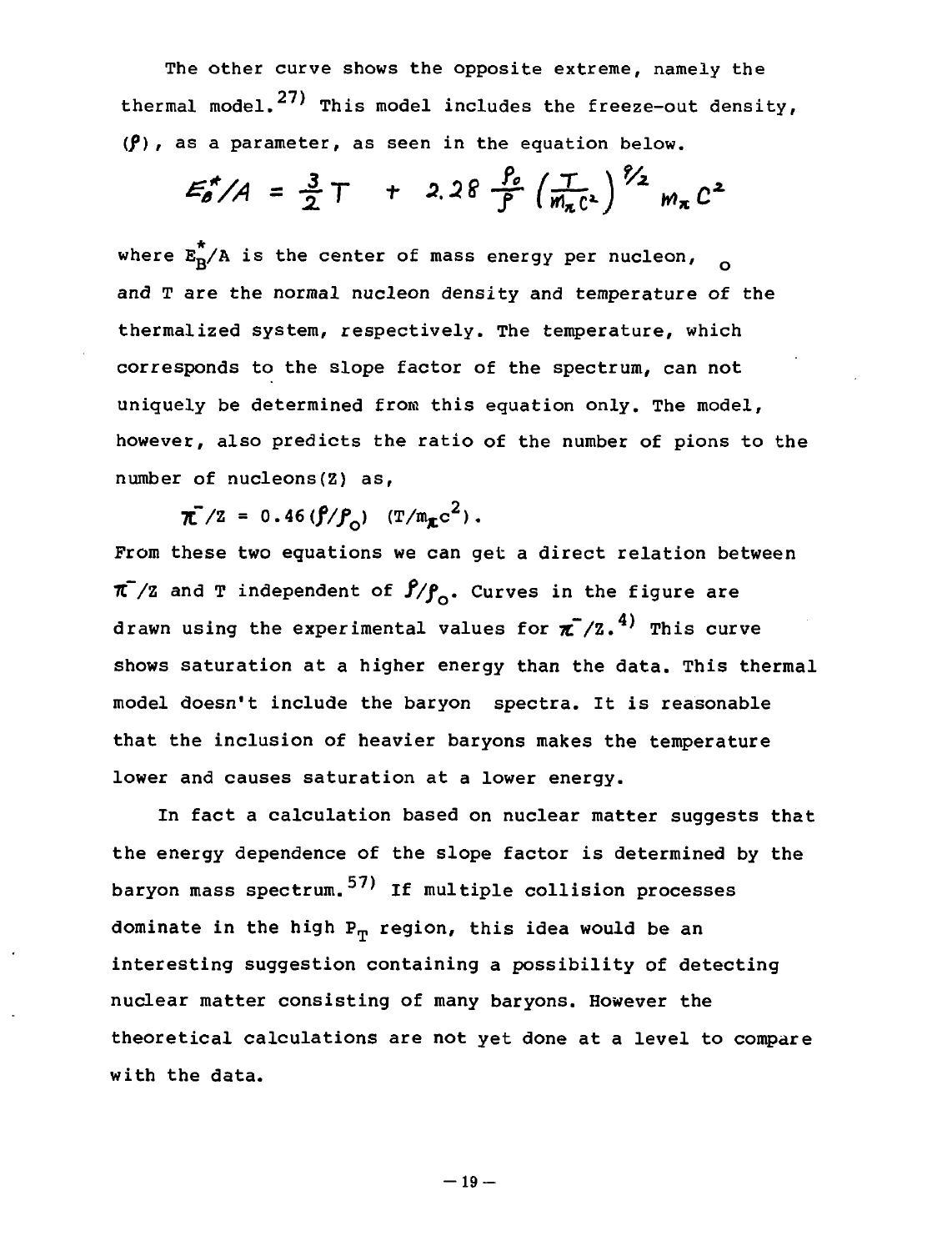The other curve shows the opposite extreme, namely the thermal model.[27] This model includes the freeze-out density, ($\rho$), as a parameter, as seen in the equation below.

$$E_B^*/A = \frac{3}{2}T + 2.28\frac{\rho_0}{\rho}\left(\frac{T}{m_\pi c^2}\right)^{5/2} m_\pi c^2$$

where $E_B^*/A$ is the center of mass energy per nucleon, $\rho_0$ and T are the normal nucleon density and temperature of the thermalized system, respectively. The temperature, which corresponds to the slope factor of the spectrum, can not uniquely be determined from this equation only. The model, however, also predicts the ratio of the number of pions to the number of nucleons(Z) as,

$$\pi^-/Z = 0.46(\rho/\rho_0)\ (T/m_\pi c^2).$$

From these two equations we can get a direct relation between $\pi^-/Z$ and T independent of $\rho/\rho_0$. Curves in the figure are drawn using the experimental values for $\pi^-/Z$.[4] This curve shows saturation at a higher energy than the data. This thermal model doesn't include the baryon spectra. It is reasonable that the inclusion of heavier baryons makes the temperature lower and causes saturation at a lower energy.

In fact a calculation based on nuclear matter suggests that the energy dependence of the slope factor is determined by the baryon mass spectrum.[57] If multiple collision processes dominate in the high $P_T$ region, this idea would be an interesting suggestion containing a possibility of detecting nuclear matter consisting of many baryons. However the theoretical calculations are not yet done at a level to compare with the data.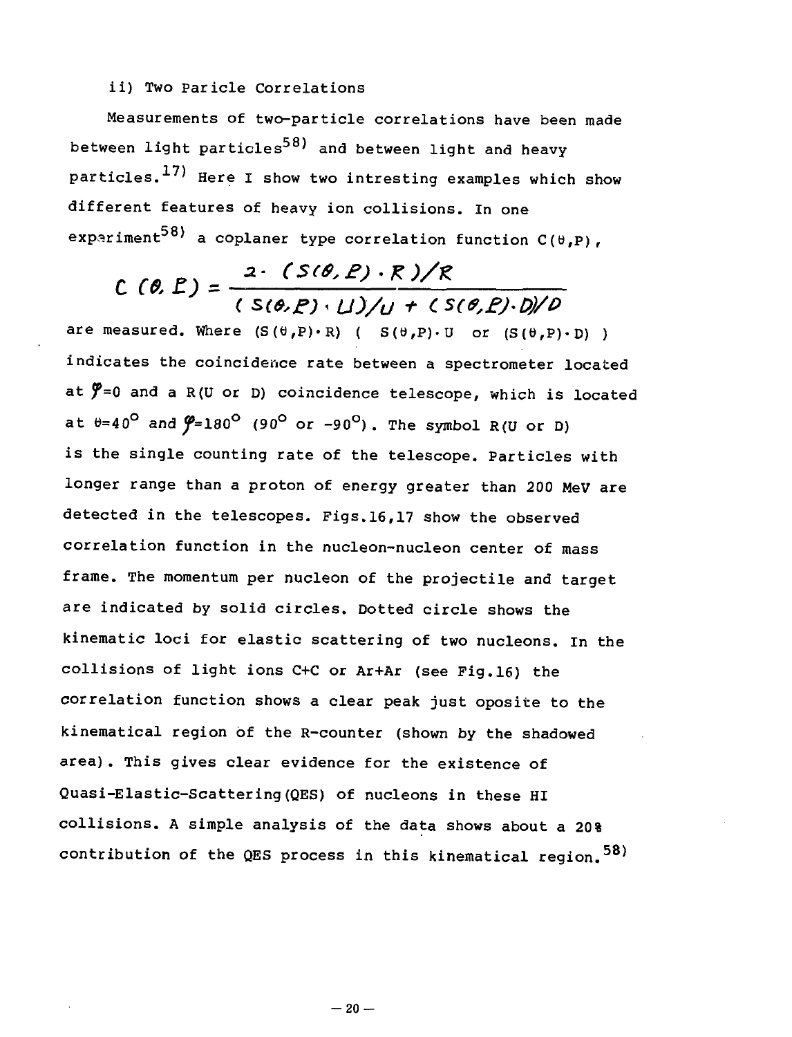ii) Two Paricle Correlations

Measurements of two-particle correlations have been made between light particles[58] and between light and heavy particles.[17] Here I show two intresting examples which show different features of heavy ion collisions. In one experiment[58] a coplaner type correlation function $C(\theta,P)$,

$$C(\theta,P) = \frac{2\cdot (S(\theta,P)\cdot R)/R}{(S(\theta,P)\cdot U)/U + (S(\theta,P)\cdot D)/D}$$

are measured. Where $(S(\theta,P)\cdot R)$ ( $S(\theta,P)\cdot U$ or $(S(\theta,P)\cdot D)$ ) indicates the coincidence rate between a spectrometer located at $\varphi=0$ and a R(U or D) coincidence telescope, which is located at $\theta=40^{\circ}$ and $\varphi=180^{\circ}$ ($90^{\circ}$ or $-90^{\circ}$). The symbol R(U or D) is the single counting rate of the telescope. Particles with longer range than a proton of energy greater than 200 MeV are detected in the telescopes. Figs.16,17 show the observed correlation function in the nucleon-nucleon center of mass frame. The momentum per nucleon of the projectile and target are indicated by solid circles. Dotted circle shows the kinematic loci for elastic scattering of two nucleons. In the collisions of light ions C+C or Ar+Ar (see Fig.16) the correlation function shows a clear peak just oposite to the kinematical region of the R-counter (shown by the shadowed area). This gives clear evidence for the existence of Quasi-Elastic-Scattering(QES) of nucleons in these HI collisions. A simple analysis of the data shows about a 20% contribution of the QES process in this kinematical region.[58]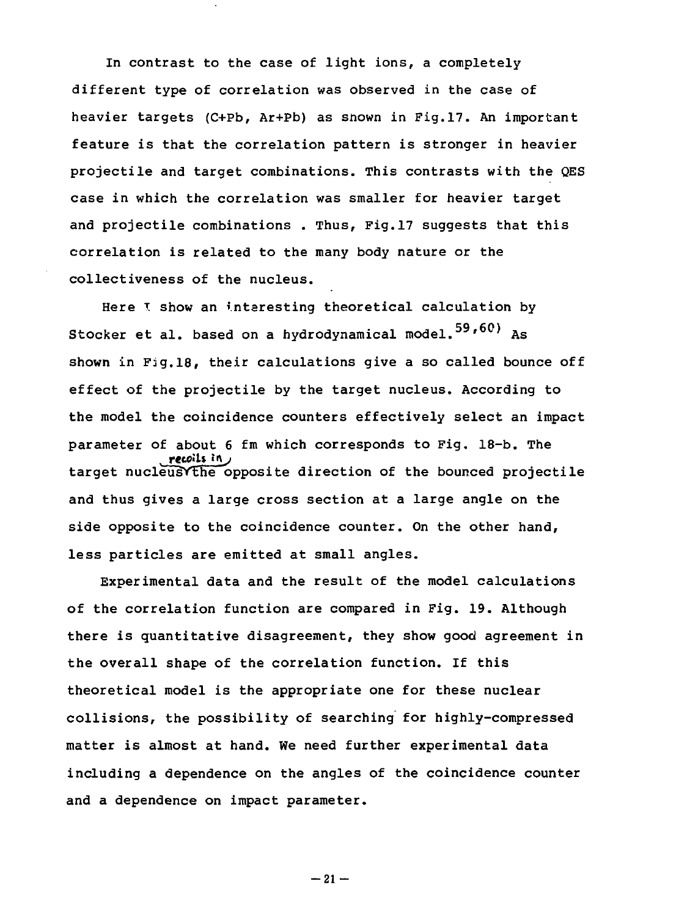In contrast to the case of light ions, a completely different type of correlation was observed in the case of heavier targets (C+Pb, Ar+Pb) as snown in Fig.17. An important feature is that the correlation pattern is stronger in heavier projectile and target combinations. This contrasts with the QES case in which the correlation was smaller for heavier target and projectile combinations . Thus, Fig.17 suggests that this correlation is related to the many body nature or the collectiveness of the nucleus.

Here I show an interesting theoretical calculation by Stocker et al. based on a hydrodynamical model.[59,60] As shown in Fig.18, their calculations give a so called bounce off effect of the projectile by the target nucleus. According to the model the coincidence counters effectively select an impact parameter of about 6 fm which corresponds to Fig. 18-b. The target nucleus recoils in the opposite direction of the bounced projectile and thus gives a large cross section at a large angle on the side opposite to the coincidence counter. On the other hand, less particles are emitted at small angles.

Experimental data and the result of the model calculations of the correlation function are compared in Fig. 19. Although there is quantitative disagreement, they show good agreement in the overall shape of the correlation function. If this theoretical model is the appropriate one for these nuclear collisions, the possibility of searching for highly-compressed matter is almost at hand. We need further experimental data including a dependence on the angles of the coincidence counter and a dependence on impact parameter.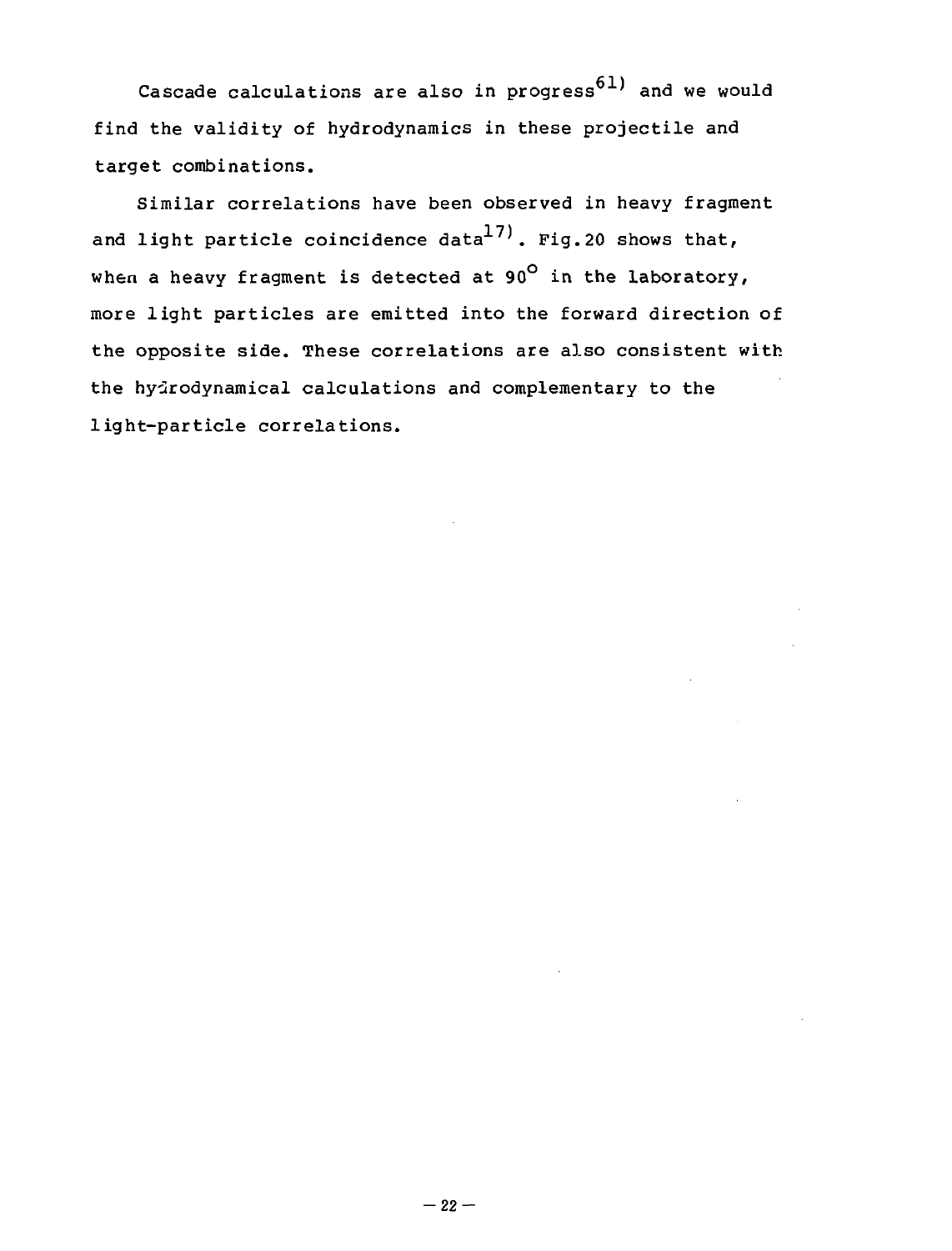Cascade calculations are also in progress[61] and we would find the validity of hydrodynamics in these projectile and target combinations.

Similar correlations have been observed in heavy fragment and light particle coincidence data[17]. Fig.20 shows that, when a heavy fragment is detected at $90^{\circ}$ in the laboratory, more light particles are emitted into the forward direction of the opposite side. These correlations are also consistent with the hydrodynamical calculations and complementary to the light-particle correlations.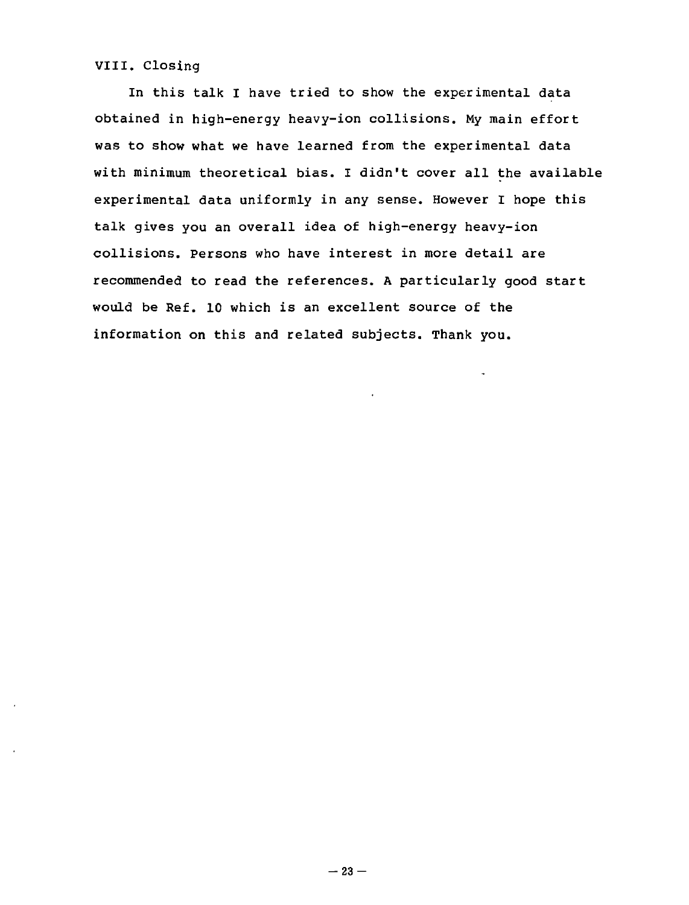## VIII. Closing

In this talk I have tried to show the experimental data obtained in high-energy heavy-ion collisions. My main effort was to show what we have learned from the experimental data with minimum theoretical bias. I didn't cover all the available experimental data uniformly in any sense. However I hope this talk gives you an overall idea of high-energy heavy-ion collisions. Persons who have interest in more detail are recommended to read the references. A particularly good start would be Ref. 10 which is an excellent source of the information on this and related subjects. Thank you.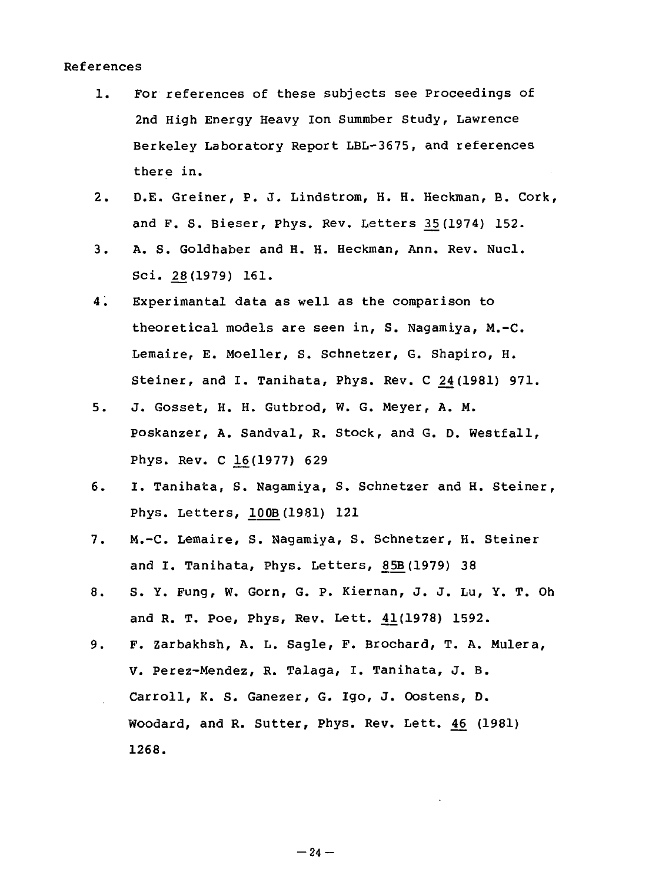References

1. For references of these subjects see Proceedings of 2nd High Energy Heavy Ion Summber Study, Lawrence Berkeley Laboratory Report LBL-3675, and references there in.
2. D.E. Greiner, P. J. Lindstrom, H. H. Heckman, B. Cork, and F. S. Bieser, Phys. Rev. Letters 35(1974) 152.
3. A. S. Goldhaber and H. H. Heckman, Ann. Rev. Nucl. Sci. 28(1979) 161.
4. Experimantal data as well as the comparison to theoretical models are seen in, S. Nagamiya, M.-C. Lemaire, E. Moeller, S. Schnetzer, G. Shapiro, H. Steiner, and I. Tanihata, Phys. Rev. C 24(1981) 971.
5. J. Gosset, H. H. Gutbrod, W. G. Meyer, A. M. Poskanzer, A. Sandval, R. Stock, and G. D. Westfall, Phys. Rev. C 16(1977) 629
6. I. Tanihata, S. Nagamiya, S. Schnetzer and H. Steiner, Phys. Letters, 100B(1981) 121
7. M.-C. Lemaire, S. Nagamiya, S. Schnetzer, H. Steiner and I. Tanihata, Phys. Letters, 85B(1979) 38
8. S. Y. Fung, W. Gorn, G. P. Kiernan, J. J. Lu, Y. T. Oh and R. T. Poe, Phys, Rev. Lett. 41(1978) 1592.
9. F. Zarbakhsh, A. L. Sagle, F. Brochard, T. A. Mulera, V. Perez-Mendez, R. Talaga, I. Tanihata, J. B. Carroll, K. S. Ganezer, G. Igo, J. Oostens, D. Woodard, and R. Sutter, Phys. Rev. Lett. 46 (1981) 1268.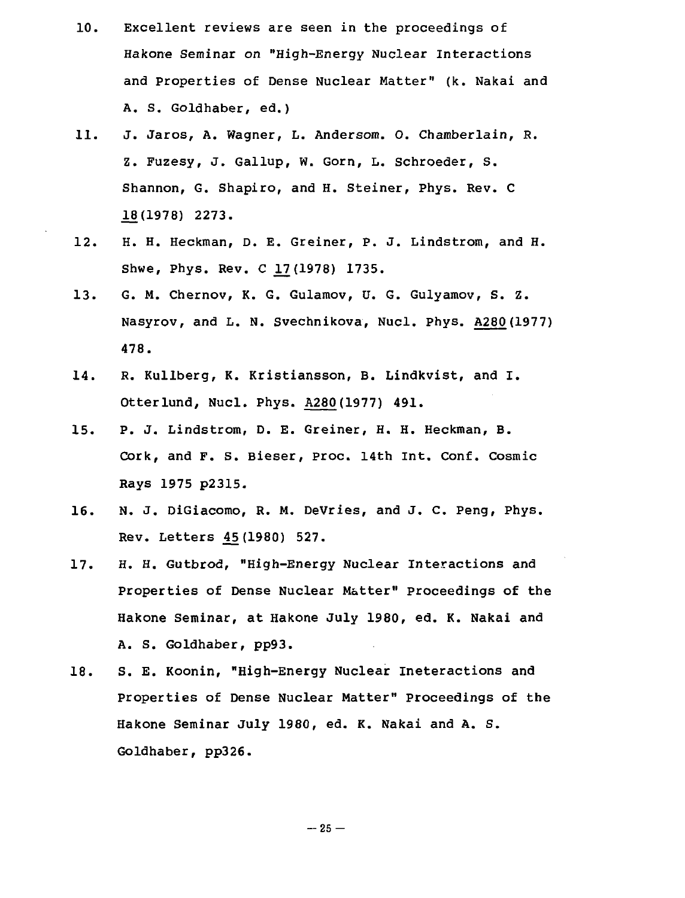10. Excellent reviews are seen in the proceedings of Hakone Seminar on "High-Energy Nuclear Interactions and Properties of Dense Nuclear Matter" (k. Nakai and A. S. Goldhaber, ed.)

11. J. Jaros, A. Wagner, L. Andersom. O. Chamberlain, R. Z. Fuzesy, J. Gallup, W. Gorn, L. Schroeder, S. Shannon, G. Shapiro, and H. Steiner, Phys. Rev. C 18(1978) 2273.

12. H. H. Heckman, D. E. Greiner, P. J. Lindstrom, and H. Shwe, Phys. Rev. C 17(1978) 1735.

13. G. M. Chernov, K. G. Gulamov, U. G. Gulyamov, S. Z. Nasyrov, and L. N. Svechnikova, Nucl. Phys. A280(1977) 478.

14. R. Kullberg, K. Kristiansson, B. Lindkvist, and I. Otterlund, Nucl. Phys. A280(1977) 491.

15. P. J. Lindstrom, D. E. Greiner, H. H. Heckman, B. Cork, and F. S. Bieser, Proc. 14th Int. Conf. Cosmic Rays 1975 p2315.

16. N. J. DiGiacomo, R. M. DeVries, and J. C. Peng, Phys. Rev. Letters 45(1980) 527.

17. H. H. Gutbrod, "High-Energy Nuclear Interactions and Properties of Dense Nuclear Matter" Proceedings of the Hakone Seminar, at Hakone July 1980, ed. K. Nakai and A. S. Goldhaber, pp93.

18. S. E. Koonin, "High-Energy Nuclear Ineteractions and Properties of Dense Nuclear Matter" Proceedings of the Hakone Seminar July 1980, ed. K. Nakai and A. S. Goldhaber, pp326.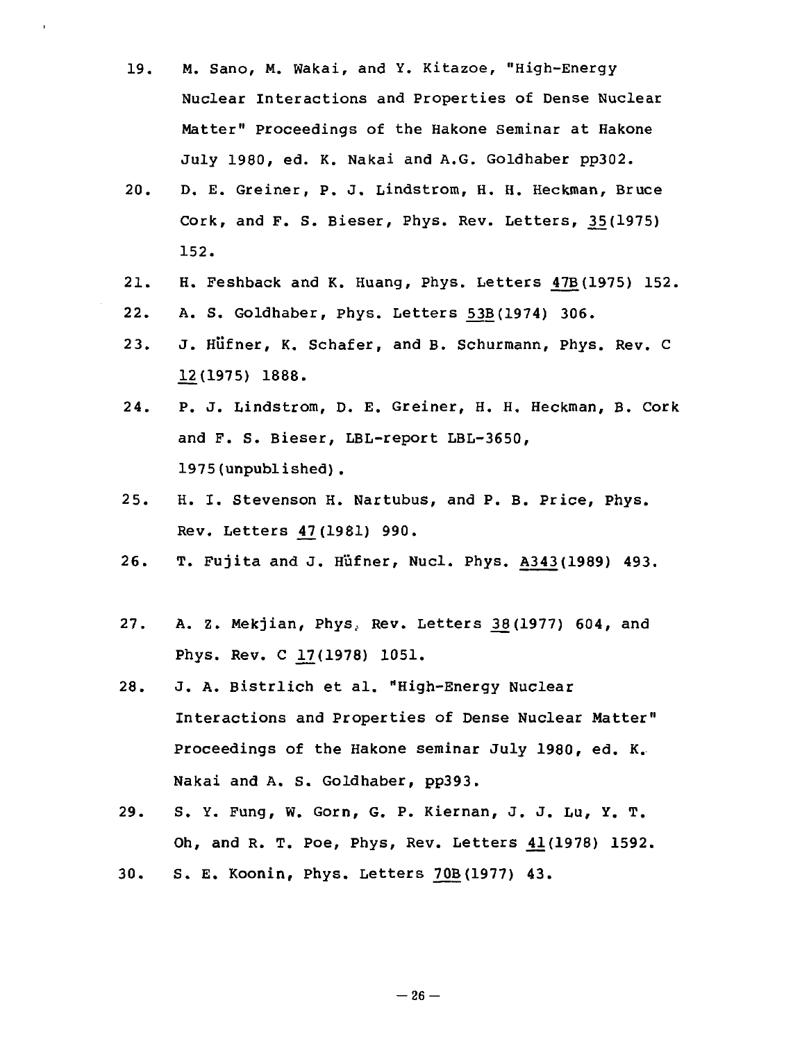19. M. Sano, M. Wakai, and Y. Kitazoe, "High-Energy Nuclear Interactions and Properties of Dense Nuclear Matter" Proceedings of the Hakone Seminar at Hakone July 1980, ed. K. Nakai and A.G. Goldhaber pp302.

20. D. E. Greiner, P. J. Lindstrom, H. H. Heckman, Bruce Cork, and F. S. Bieser, Phys. Rev. Letters, 35(1975) 152.

21. H. Feshback and K. Huang, Phys. Letters 47B(1975) 152.

22. A. S. Goldhaber, Phys. Letters 53B(1974) 306.

23. J. Hüfner, K. Schafer, and B. Schurmann, Phys. Rev. C 12(1975) 1888.

24. P. J. Lindstrom, D. E. Greiner, H. H. Heckman, B. Cork and F. S. Bieser, LBL-report LBL-3650, 1975(unpublished).

25. H. I. Stevenson H. Nartubus, and P. B. Price, Phys. Rev. Letters 47(1981) 990.

26. T. Fujita and J. Hüfner, Nucl. Phys. A343(1989) 493.

27. A. Z. Mekjian, Phys. Rev. Letters 38(1977) 604, and Phys. Rev. C 17(1978) 1051.

28. J. A. Bistrlich et al. "High-Energy Nuclear Interactions and Properties of Dense Nuclear Matter" Proceedings of the Hakone seminar July 1980, ed. K. Nakai and A. S. Goldhaber, pp393.

29. S. Y. Fung, W. Gorn, G. P. Kiernan, J. J. Lu, Y. T. Oh, and R. T. Poe, Phys, Rev. Letters 41(1978) 1592.

30. S. E. Koonin, Phys. Letters 70B(1977) 43.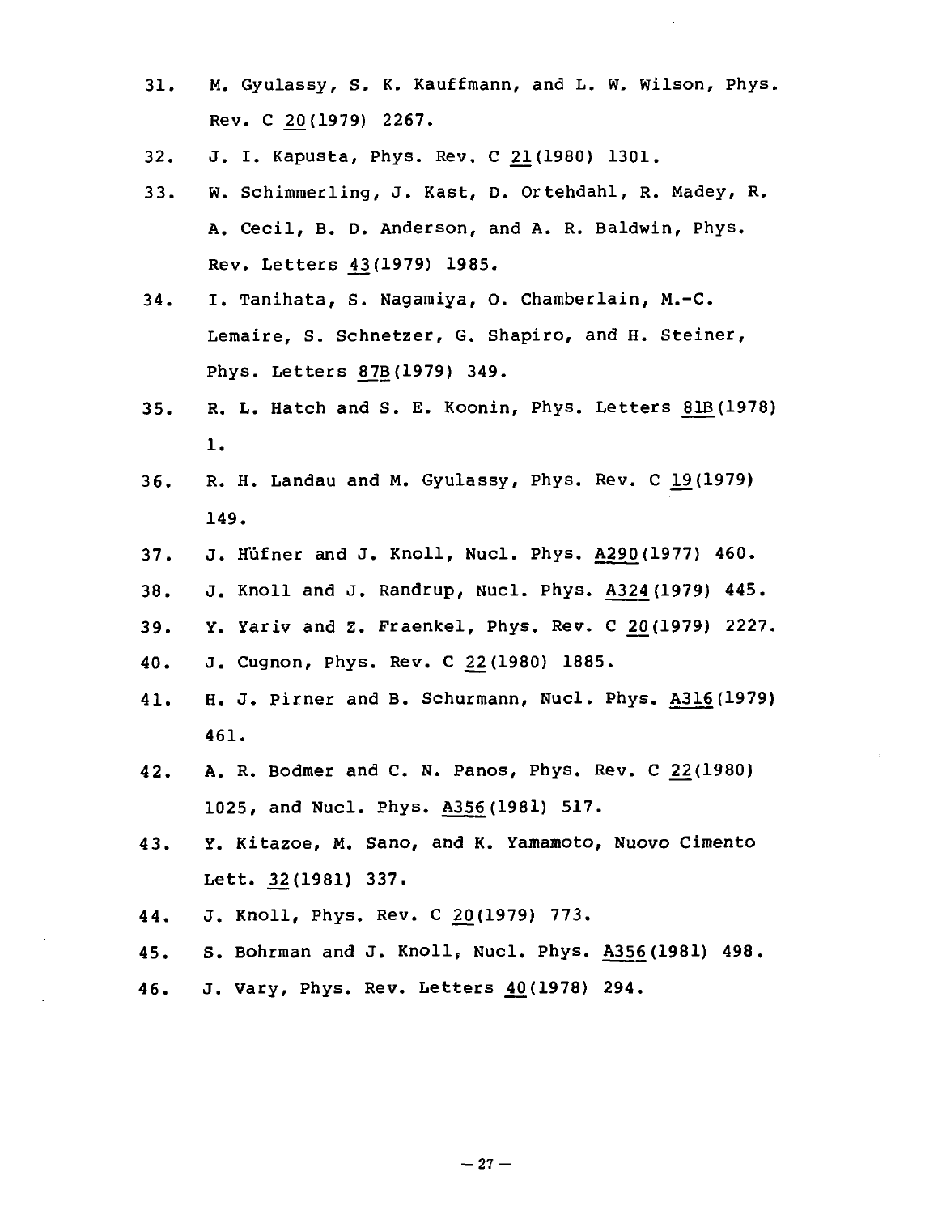31. M. Gyulassy, S. K. Kauffmann, and L. W. Wilson, Phys. Rev. C 20(1979) 2267.
32. J. I. Kapusta, Phys. Rev. C 21(1980) 1301.
33. W. Schimmerling, J. Kast, D. Ortehdahl, R. Madey, R. A. Cecil, B. D. Anderson, and A. R. Baldwin, Phys. Rev. Letters 43(1979) 1985.
34. I. Tanihata, S. Nagamiya, O. Chamberlain, M.-C. Lemaire, S. Schnetzer, G. Shapiro, and H. Steiner, Phys. Letters 87B(1979) 349.
35. R. L. Hatch and S. E. Koonin, Phys. Letters 81B(1978) 1.
36. R. H. Landau and M. Gyulassy, Phys. Rev. C 19(1979) 149.
37. J. Hüfner and J. Knoll, Nucl. Phys. A290(1977) 460.
38. J. Knoll and J. Randrup, Nucl. Phys. A324(1979) 445.
39. Y. Yariv and Z. Fraenkel, Phys. Rev. C 20(1979) 2227.
40. J. Cugnon, Phys. Rev. C 22(1980) 1885.
41. H. J. Pirner and B. Schurmann, Nucl. Phys. A316(1979) 461.
42. A. R. Bodmer and C. N. Panos, Phys. Rev. C 22(1980) 1025, and Nucl. Phys. A356(1981) 517.
43. Y. Kitazoe, M. Sano, and K. Yamamoto, Nuovo Cimento Lett. 32(1981) 337.
44. J. Knoll, Phys. Rev. C 20(1979) 773.
45. S. Bohrman and J. Knoll, Nucl. Phys. A356(1981) 498.
46. J. Vary, Phys. Rev. Letters 40(1978) 294.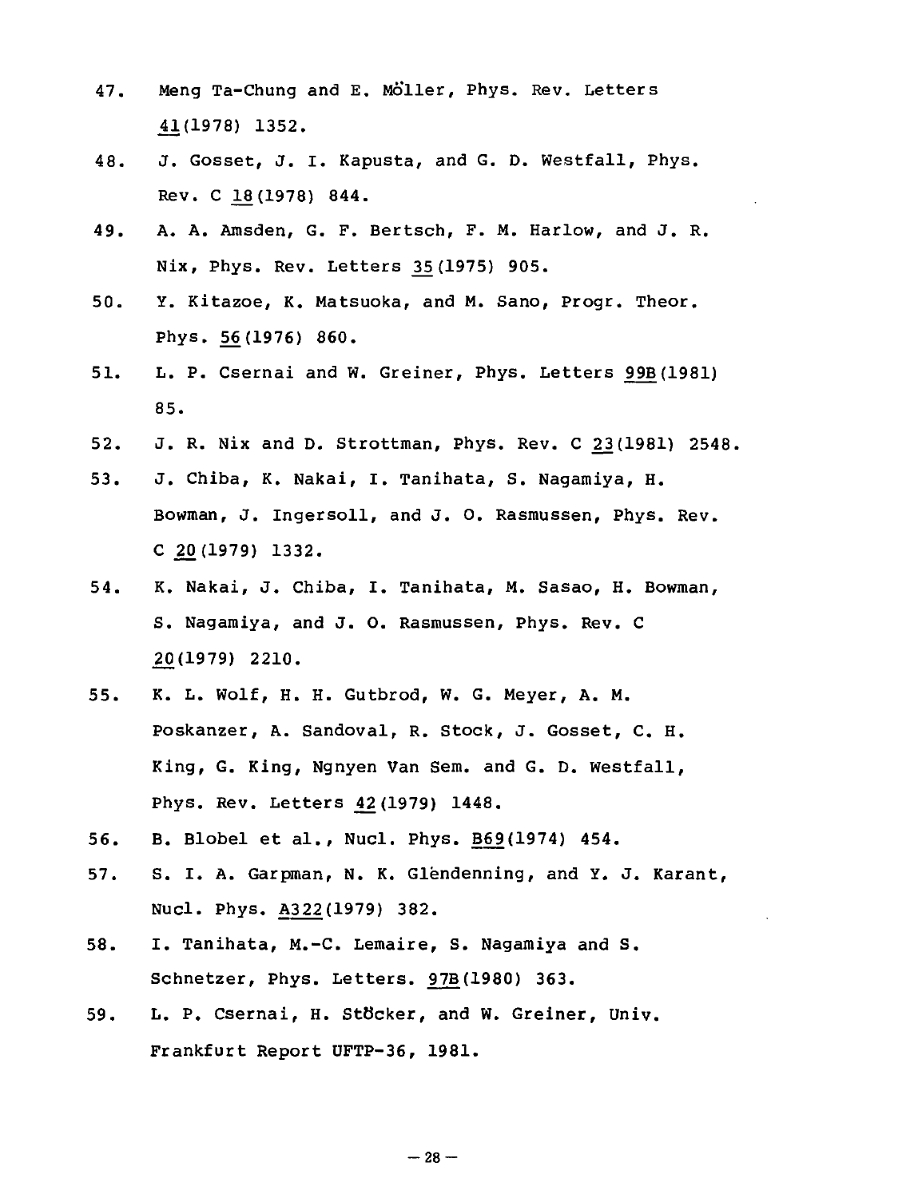47. Meng Ta-Chung and E. Möller, Phys. Rev. Letters 41(1978) 1352.
48. J. Gosset, J. I. Kapusta, and G. D. Westfall, Phys. Rev. C 18(1978) 844.
49. A. A. Amsden, G. F. Bertsch, F. M. Harlow, and J. R. Nix, Phys. Rev. Letters 35(1975) 905.
50. Y. Kitazoe, K. Matsuoka, and M. Sano, Progr. Theor. Phys. 56(1976) 860.
51. L. P. Csernai and W. Greiner, Phys. Letters 99B(1981) 85.
52. J. R. Nix and D. Strottman, Phys. Rev. C 23(1981) 2548.
53. J. Chiba, K. Nakai, I. Tanihata, S. Nagamiya, H. Bowman, J. Ingersoll, and J. O. Rasmussen, Phys. Rev. C 20(1979) 1332.
54. K. Nakai, J. Chiba, I. Tanihata, M. Sasao, H. Bowman, S. Nagamiya, and J. O. Rasmussen, Phys. Rev. C 20(1979) 2210.
55. K. L. Wolf, H. H. Gutbrod, W. G. Meyer, A. M. Poskanzer, A. Sandoval, R. Stock, J. Gosset, C. H. King, G. King, Ngnyen Van Sem. and G. D. Westfall, Phys. Rev. Letters 42(1979) 1448.
56. B. Blobel et al., Nucl. Phys. B69(1974) 454.
57. S. I. A. Garpman, N. K. Glendenning, and Y. J. Karant, Nucl. Phys. A322(1979) 382.
58. I. Tanihata, M.-C. Lemaire, S. Nagamiya and S. Schnetzer, Phys. Letters. 97B(1980) 363.
59. L. P. Csernai, H. Stöcker, and W. Greiner, Univ. Frankfurt Report UFTP-36, 1981.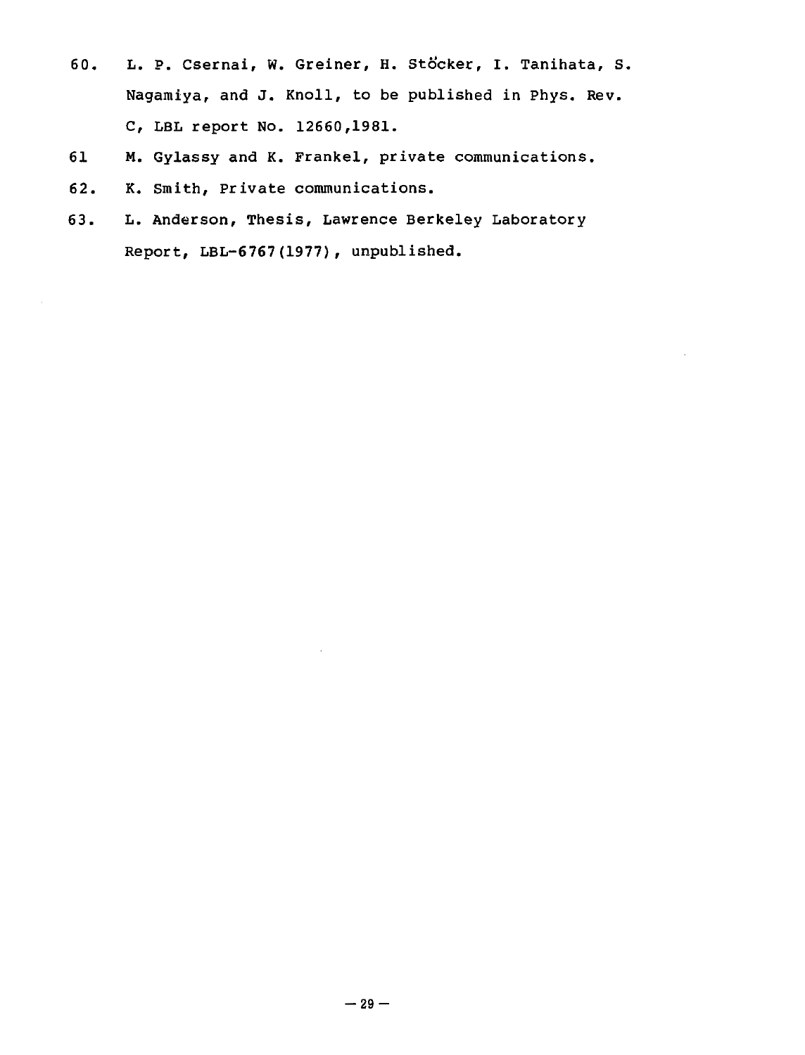60. L. P. Csernai, W. Greiner, H. Stöcker, I. Tanihata, S. Nagamiya, and J. Knoll, to be published in Phys. Rev. C, LBL report No. 12660,1981.

61 M. Gylassy and K. Frankel, private communications.

62. K. Smith, Private communications.

63. L. Anderson, Thesis, Lawrence Berkeley Laboratory Report, LBL-6767(1977), unpublished.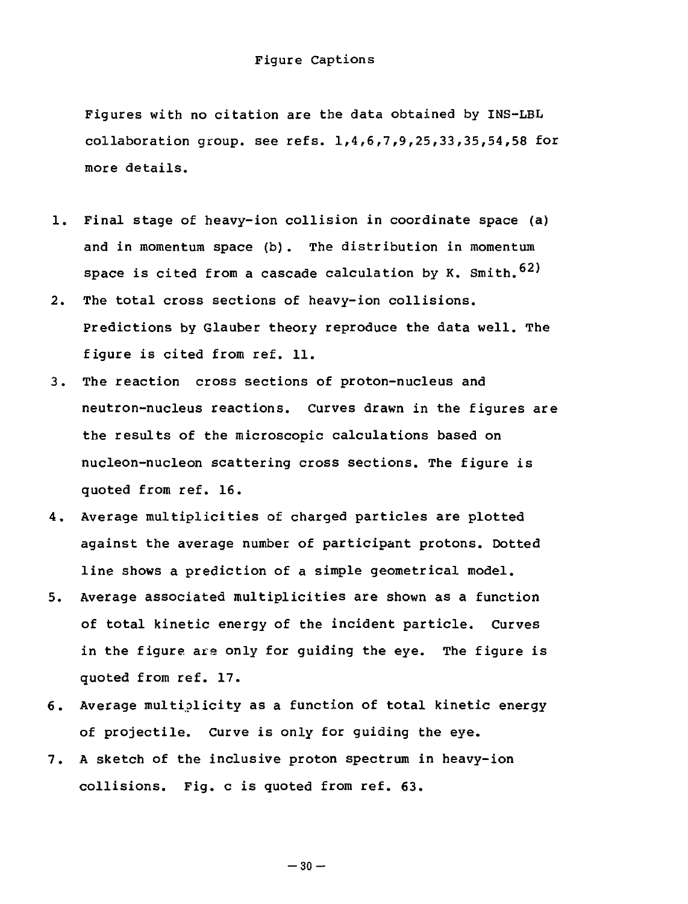# Figure Captions

Figures with no citation are the data obtained by INS-LBL collaboration group. see refs. 1,4,6,7,9,25,33,35,54,58 for more details.

1. Final stage of heavy-ion collision in coordinate space (a) and in momentum space (b). The distribution in momentum space is cited from a cascade calculation by K. Smith.[62]
2. The total cross sections of heavy-ion collisions. Predictions by Glauber theory reproduce the data well. The figure is cited from ref. 11.
3. The reaction cross sections of proton-nucleus and neutron-nucleus reactions. Curves drawn in the figures are the results of the microscopic calculations based on nucleon-nucleon scattering cross sections. The figure is quoted from ref. 16.
4. Average multiplicities of charged particles are plotted against the average number of participant protons. Dotted line shows a prediction of a simple geometrical model.
5. Average associated multiplicities are shown as a function of total kinetic energy of the incident particle. Curves in the figure are only for guiding the eye. The figure is quoted from ref. 17.
6. Average multiplicity as a function of total kinetic energy of projectile. Curve is only for guiding the eye.
7. A sketch of the inclusive proton spectrum in heavy-ion collisions. Fig. c is quoted from ref. 63.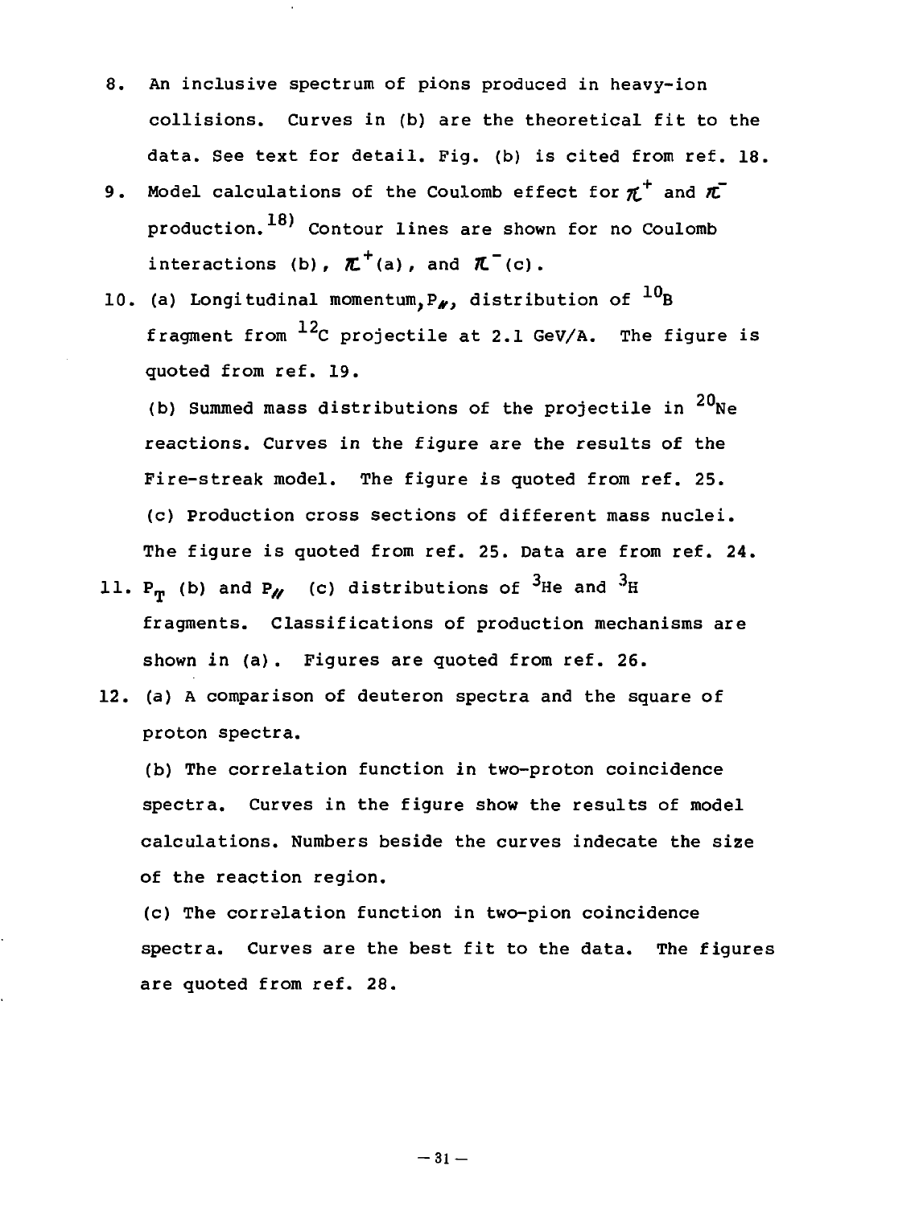8. An inclusive spectrum of pions produced in heavy-ion collisions. Curves in (b) are the theoretical fit to the data. See text for detail. Fig. (b) is cited from ref. 18.

9. Model calculations of the Coulomb effect for $\pi^+$ and $\pi^-$ production.[18] Contour lines are shown for no Coulomb interactions (b), $\pi^+$(a), and $\pi^-$(c).

10. (a) Longitudinal momentum, $P_{/\!/}$, distribution of $^{10}B$ fragment from $^{12}C$ projectile at 2.1 GeV/A. The figure is quoted from ref. 19.

    (b) Summed mass distributions of the projectile in $^{20}Ne$ reactions. Curves in the figure are the results of the Fire-streak model. The figure is quoted from ref. 25.

    (c) Production cross sections of different mass nuclei. The figure is quoted from ref. 25. Data are from ref. 24.

11. $P_T$ (b) and $P_{/\!/}$ (c) distributions of $^3He$ and $^3H$ fragments. Classifications of production mechanisms are shown in (a). Figures are quoted from ref. 26.

12. (a) A comparison of deuteron spectra and the square of proton spectra.

    (b) The correlation function in two-proton coincidence spectra. Curves in the figure show the results of model calculations. Numbers beside the curves indecate the size of the reaction region.

    (c) The correlation function in two-pion coincidence spectra. Curves are the best fit to the data. The figures are quoted from ref. 28.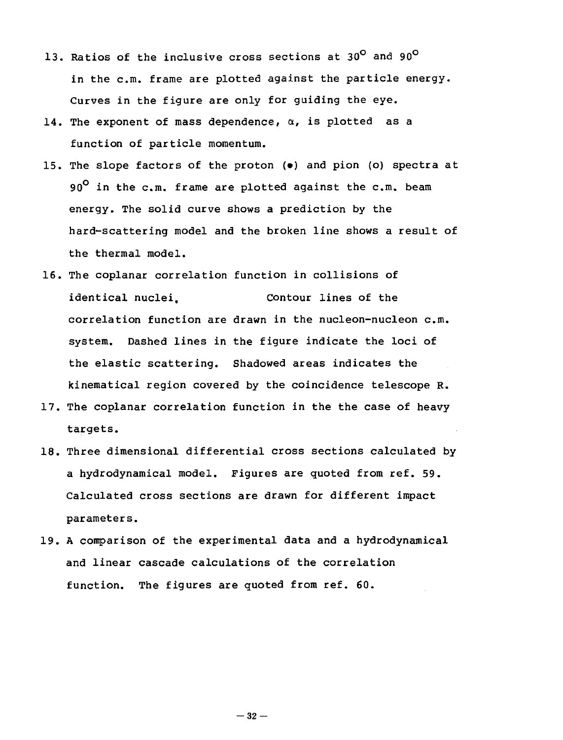13. Ratios of the inclusive cross sections at $30^{\circ}$ and $90^{\circ}$ in the c.m. frame are plotted against the particle energy. Curves in the figure are only for guiding the eye.
14. The exponent of mass dependence, $\alpha$, is plotted as a function of particle momentum.
15. The slope factors of the proton (•) and pion (o) spectra at $90^{\circ}$ in the c.m. frame are plotted against the c.m. beam energy. The solid curve shows a prediction by the hard-scattering model and the broken line shows a result of the thermal model.
16. The coplanar correlation function in collisions of identical nuclei. Contour lines of the correlation function are drawn in the nucleon-nucleon c.m. system. Dashed lines in the figure indicate the loci of the elastic scattering. Shadowed areas indicates the kinematical region covered by the coincidence telescope R.
17. The coplanar correlation function in the the case of heavy targets.
18. Three dimensional differential cross sections calculated by a hydrodynamical model. Figures are quoted from ref. 59. Calculated cross sections are drawn for different impact parameters.
19. A comparison of the experimental data and a hydrodynamical and linear cascade calculations of the correlation function. The figures are quoted from ref. 60.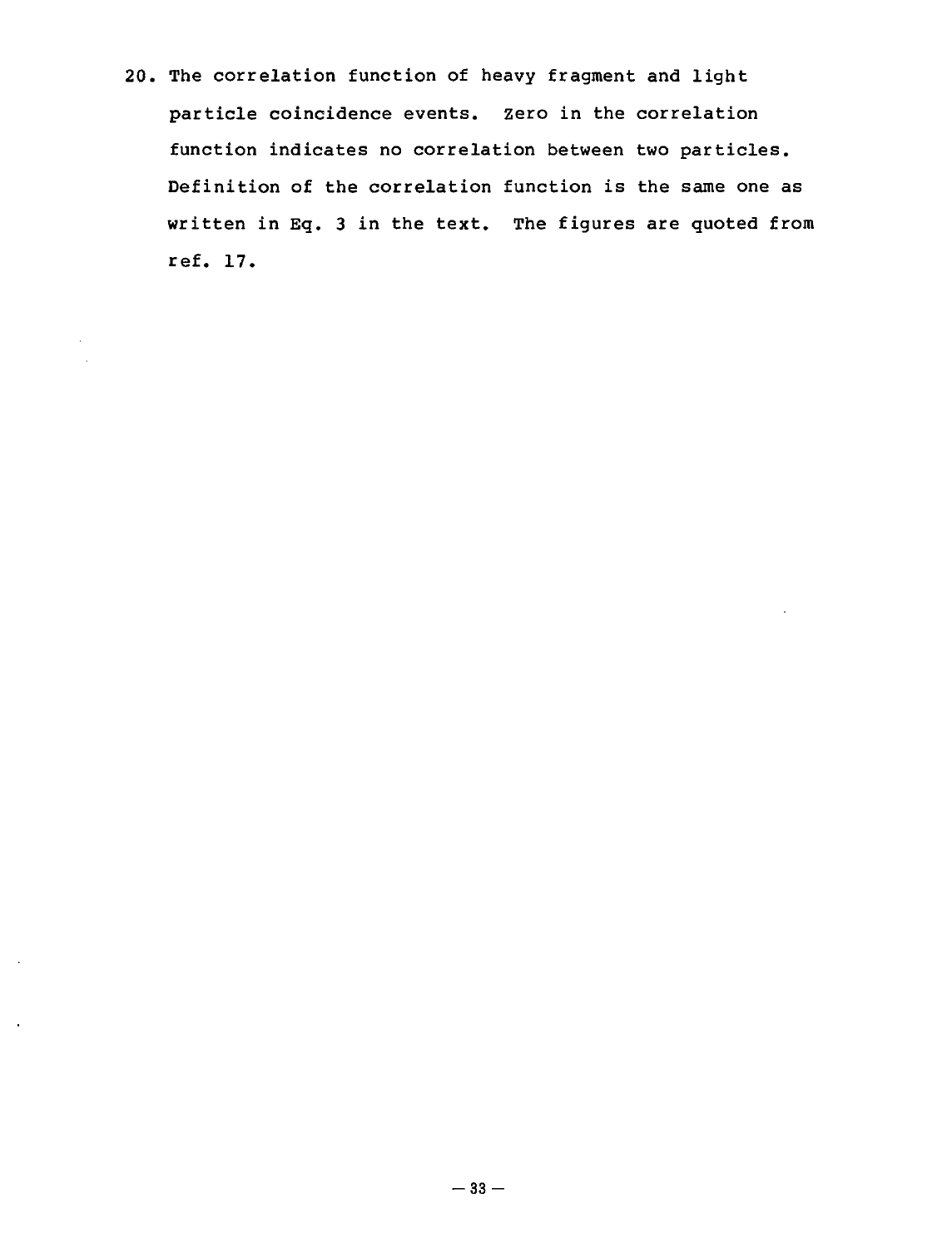20. The correlation function of heavy fragment and light particle coincidence events. Zero in the correlation function indicates no correlation between two particles. Definition of the correlation function is the same one as written in Eq. 3 in the text. The figures are quoted from ref. 17.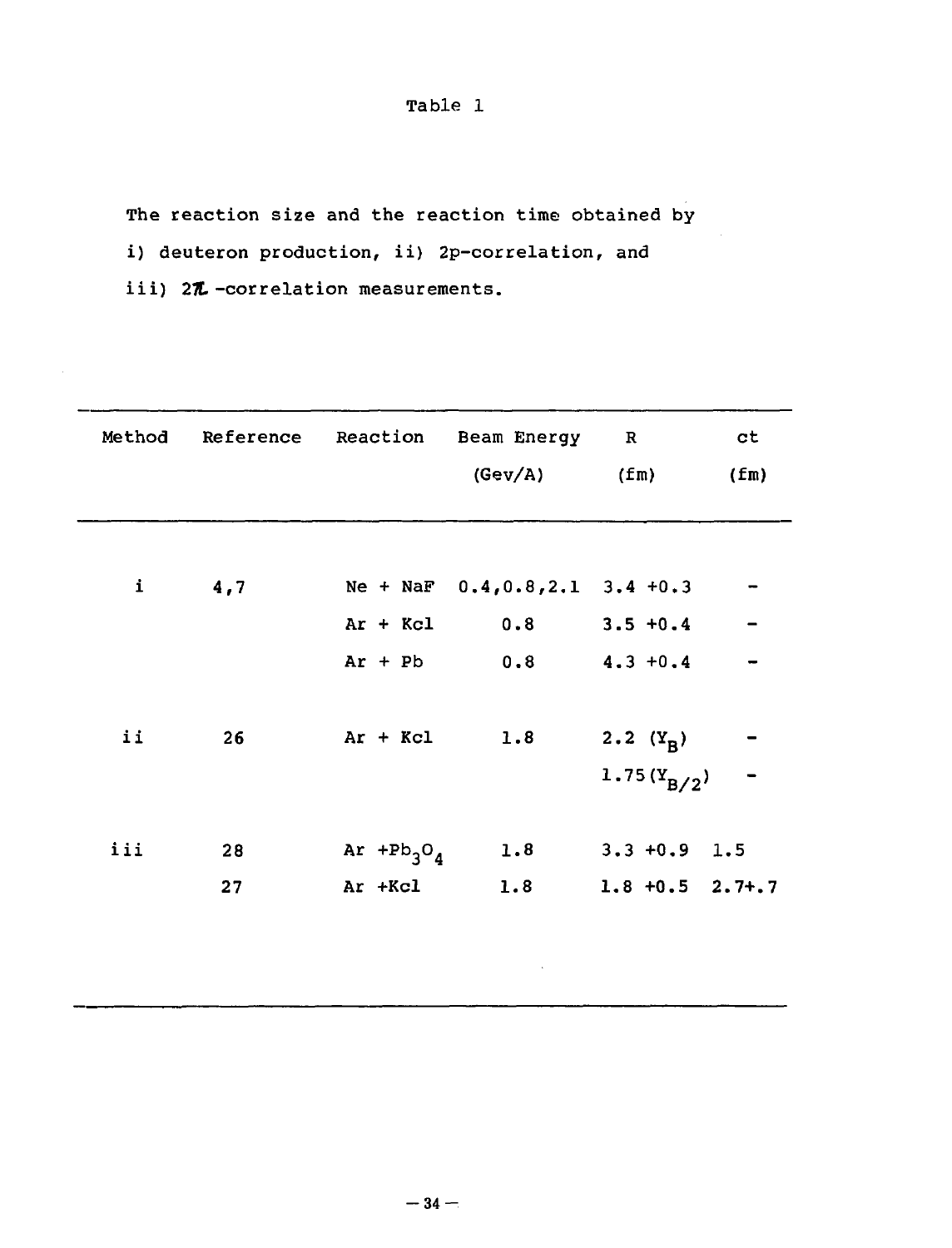Table 1

The reaction size and the reaction time obtained by i) deuteron production, ii) 2p-correlation, and iii) 2$\pi$-correlation measurements.

| Method | Reference | Reaction | Beam Energy (Gev/A) | R (fm) | ct (fm) |
|---|---|---|---|---|---|
| i | 4,7 | Ne + NaF | 0.4,0.8,2.1 | 3.4 +0.3 | - |
| | | Ar + Kcl | 0.8 | 3.5 +0.4 | - |
| | | Ar + Pb | 0.8 | 4.3 +0.4 | - |
| ii | 26 | Ar + Kcl | 1.8 | 2.2 ($Y_B$) | - |
| | | | | 1.75($Y_{B/2}$) | - |
| iii | 28 | Ar +$Pb_3O_4$ | 1.8 | 3.3 +0.9 | 1.5 |
| | 27 | Ar +Kcl | 1.8 | 1.8 +0.5 | 2.7+.7 |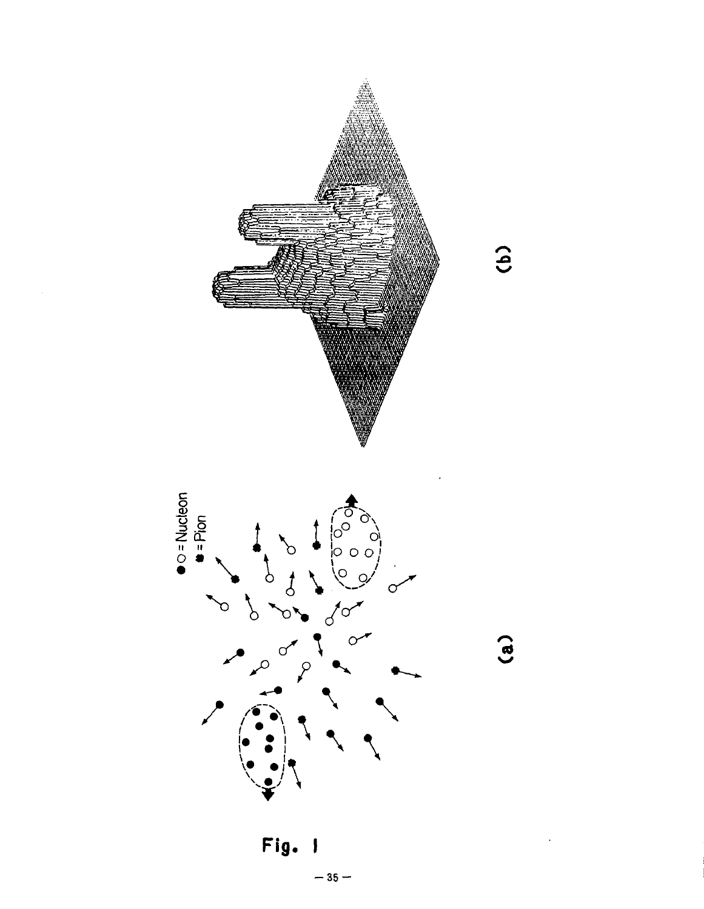●○ = Nucleon
✱ = Pion

(a)

(b)

**Fig. 1**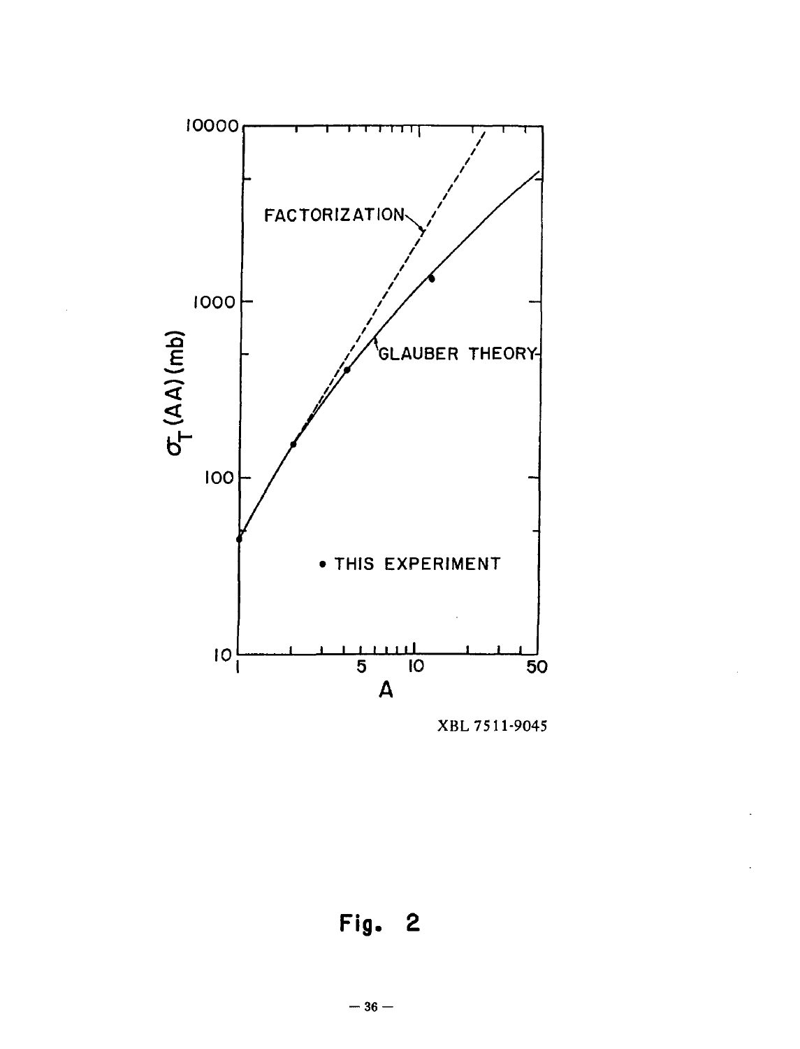XBL 7511-9045

Fig. 2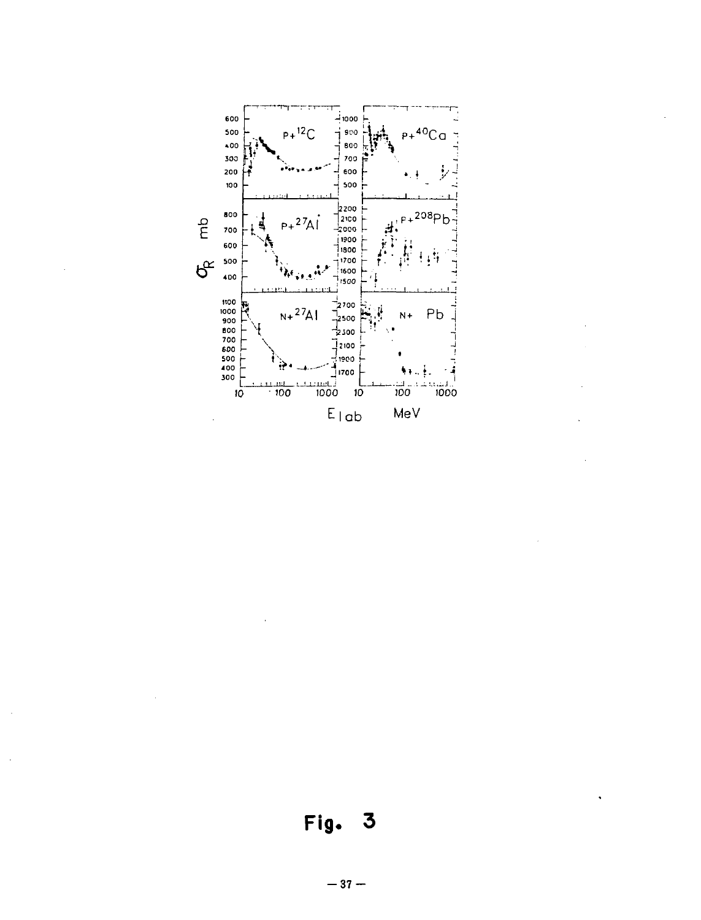Fig. 3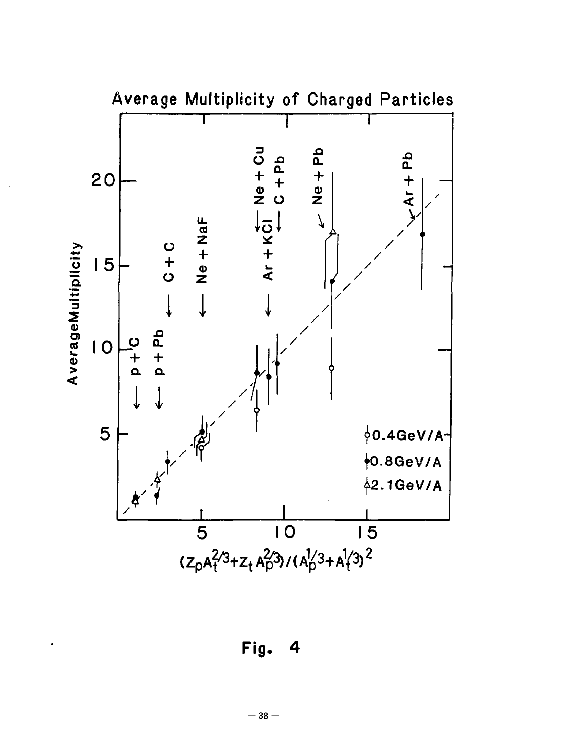Fig. 4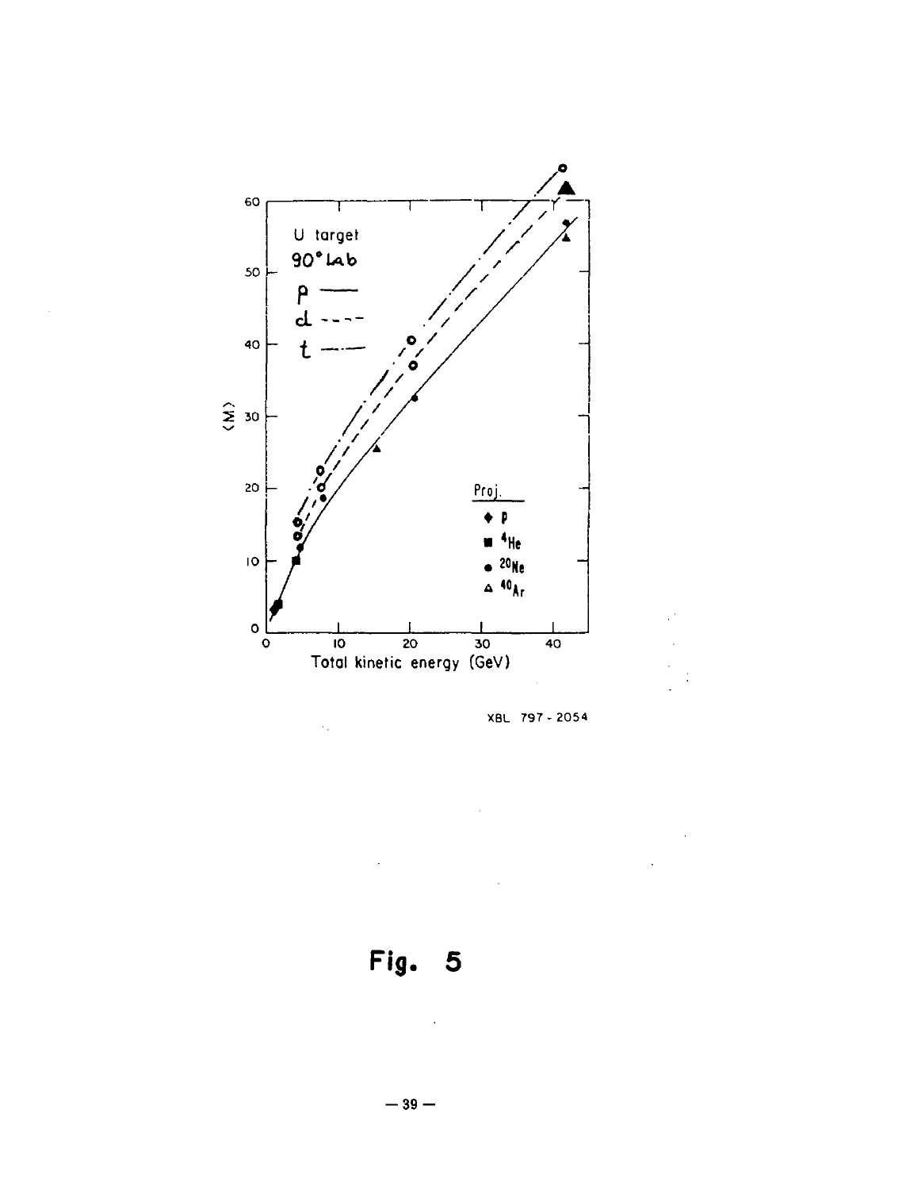XBL 797 - 2054

**Fig. 5**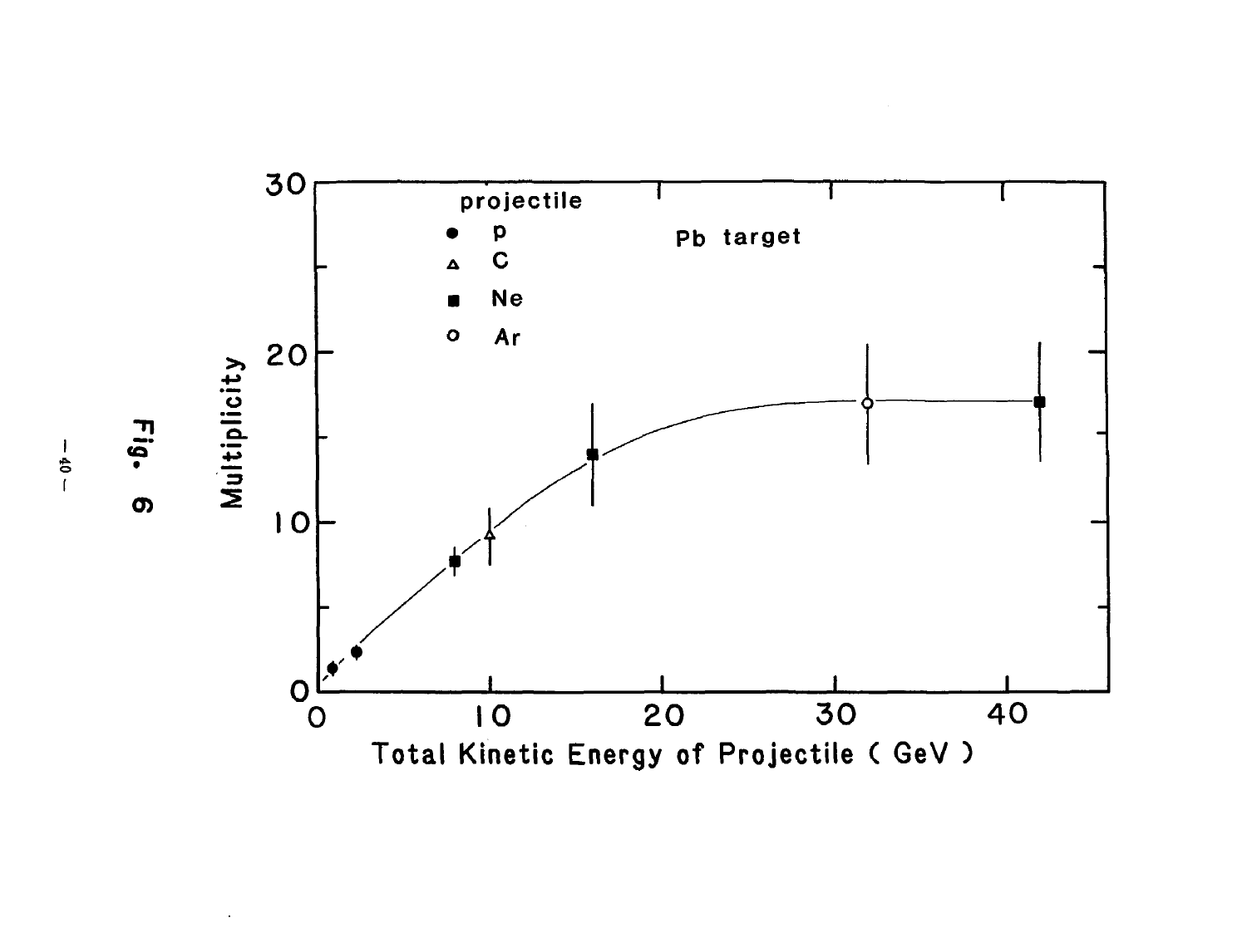Fig. 6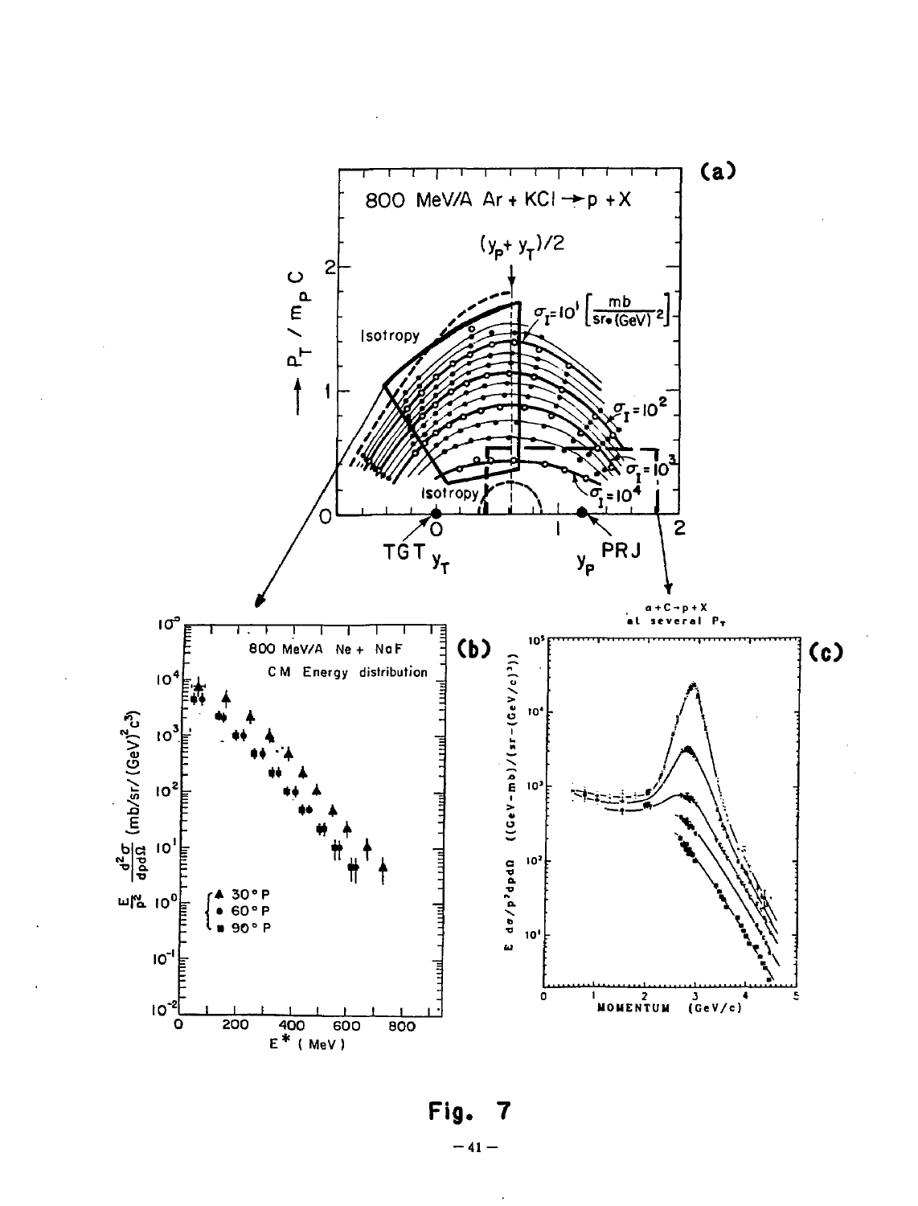Fig. 7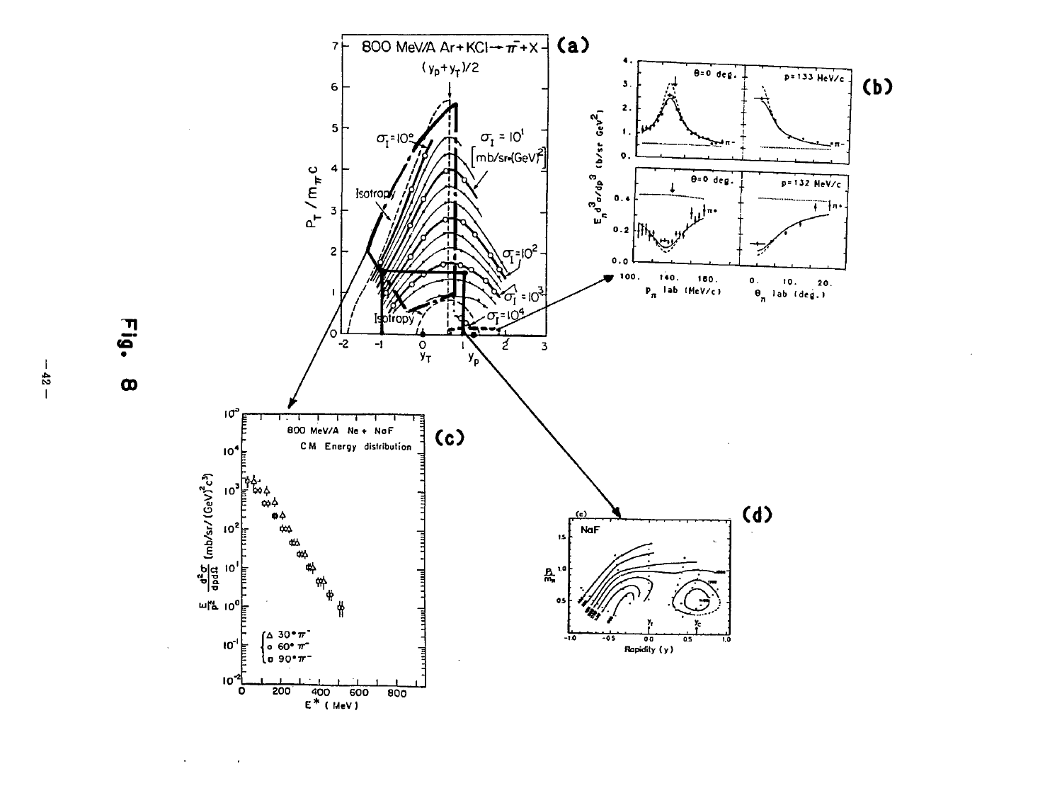Fig. 8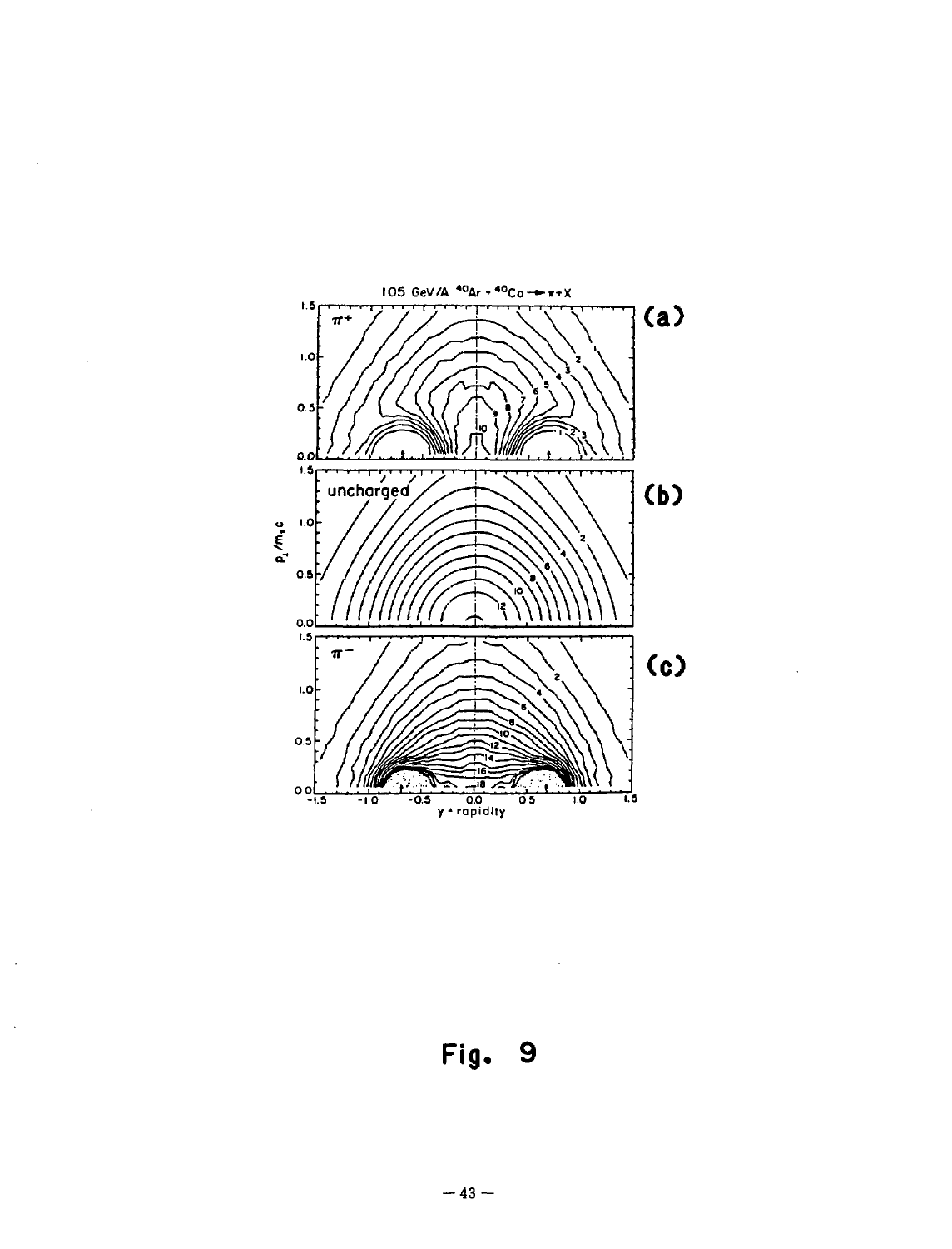1.05 GeV/A $^{40}Ar + ^{40}Ca \rightarrow \pi + X$

(a)

(b)

(c)

Fig. 9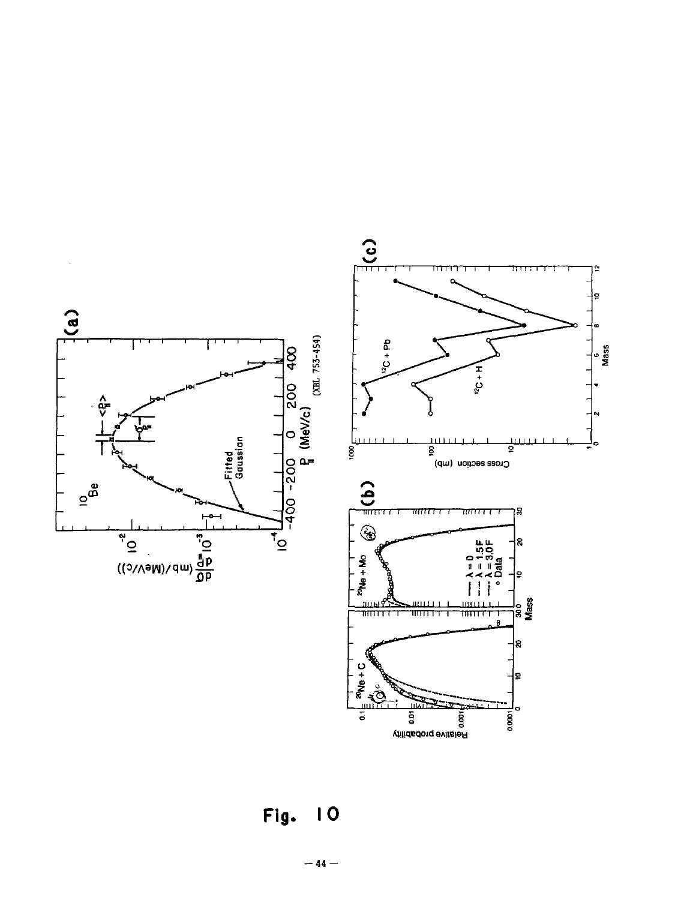Fig. 10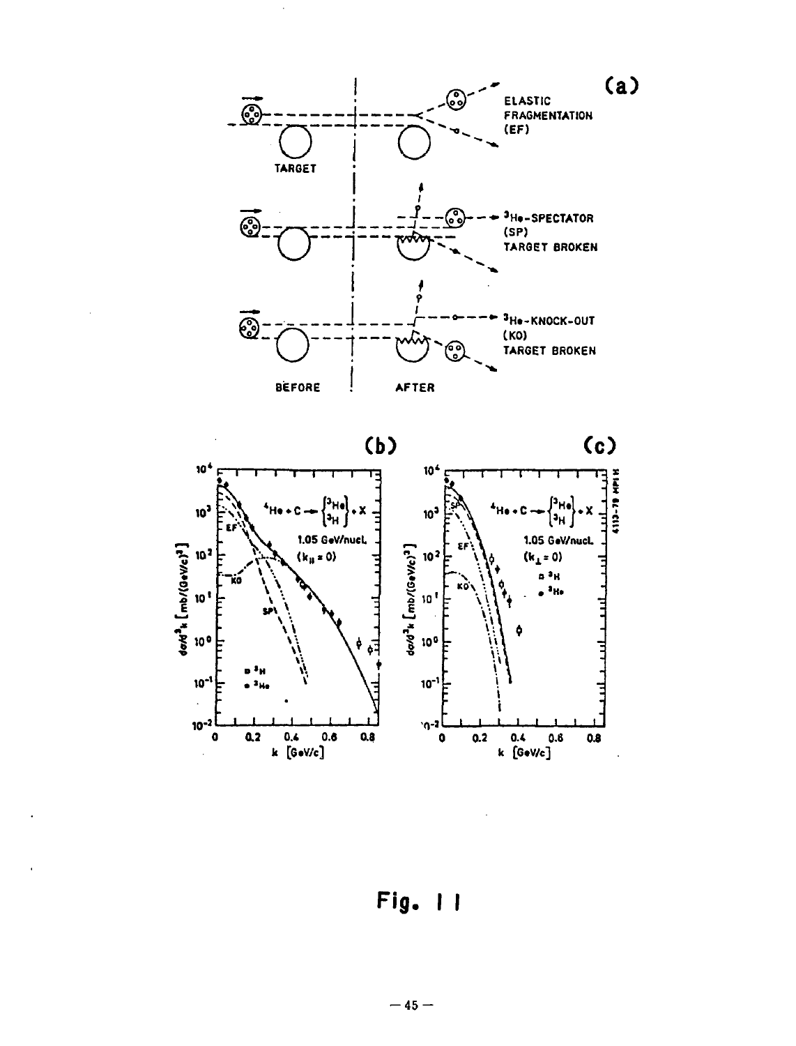Fig. 11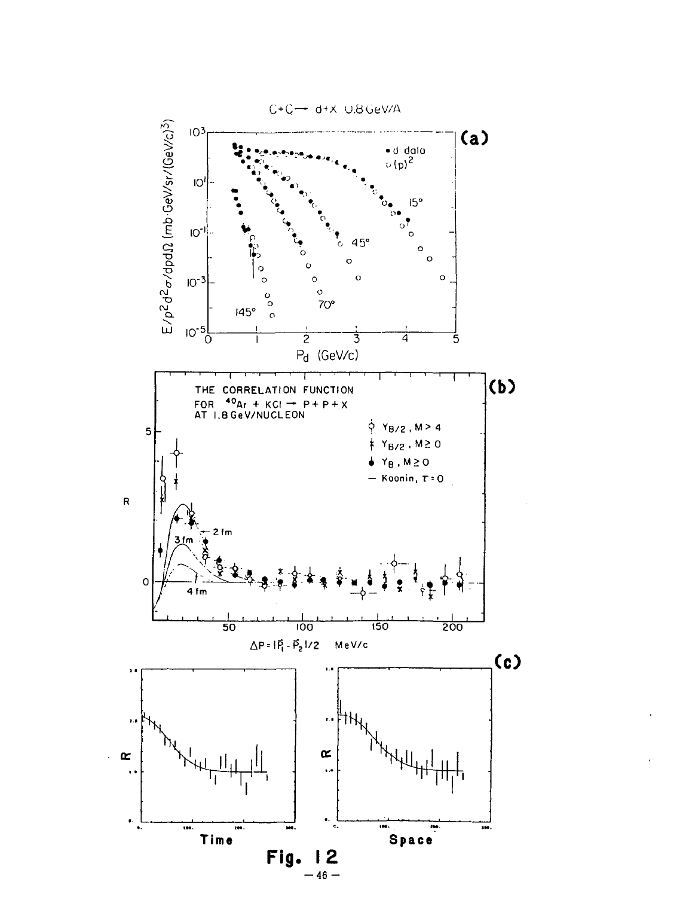C+C → d+X 0.8 GeV/A

**(a)**

**(b)**

**(c)**

**Fig. 12**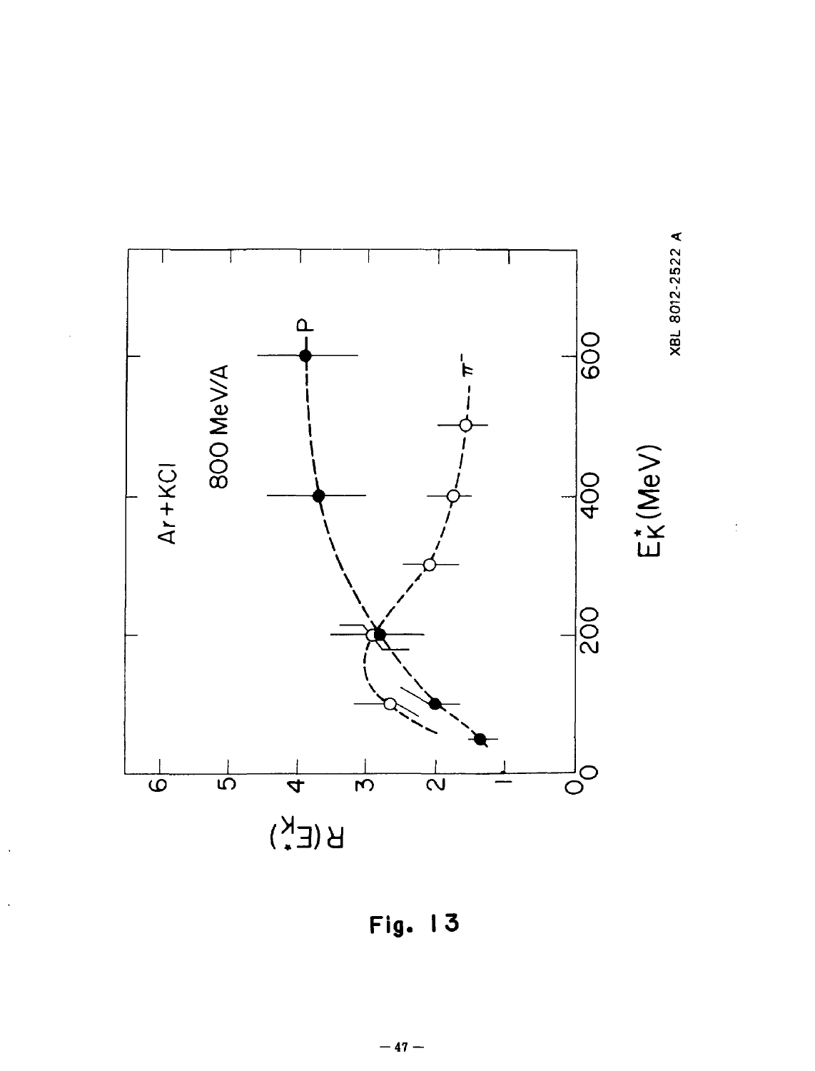Ar + KCl

800 MeV/A

$R(E_K^*)$

$E_K^*$ (MeV)

P

$\pi^-$

XBL 8012-2522 A

Fig. 13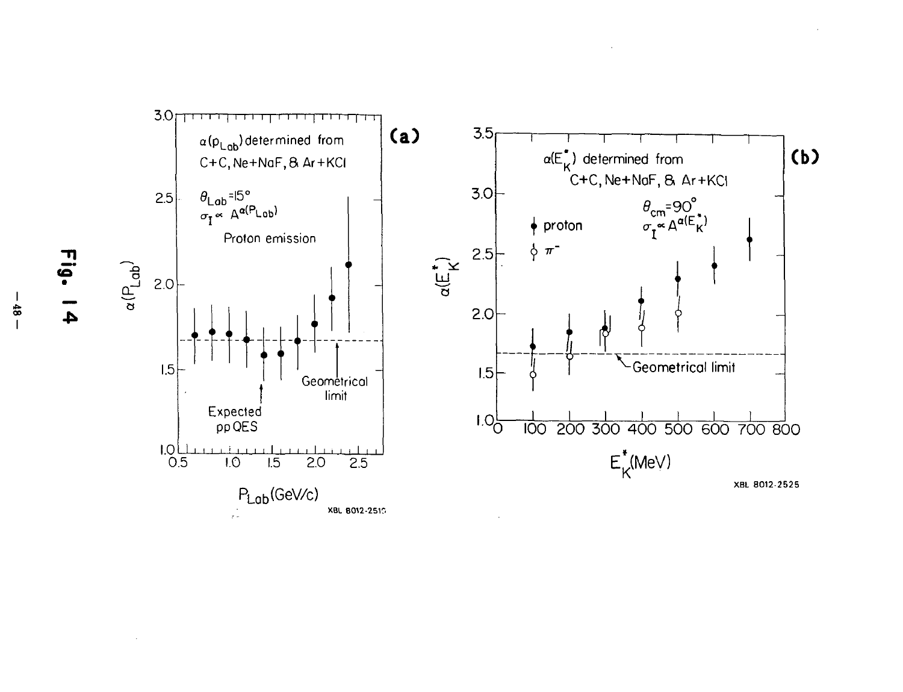Fig. 14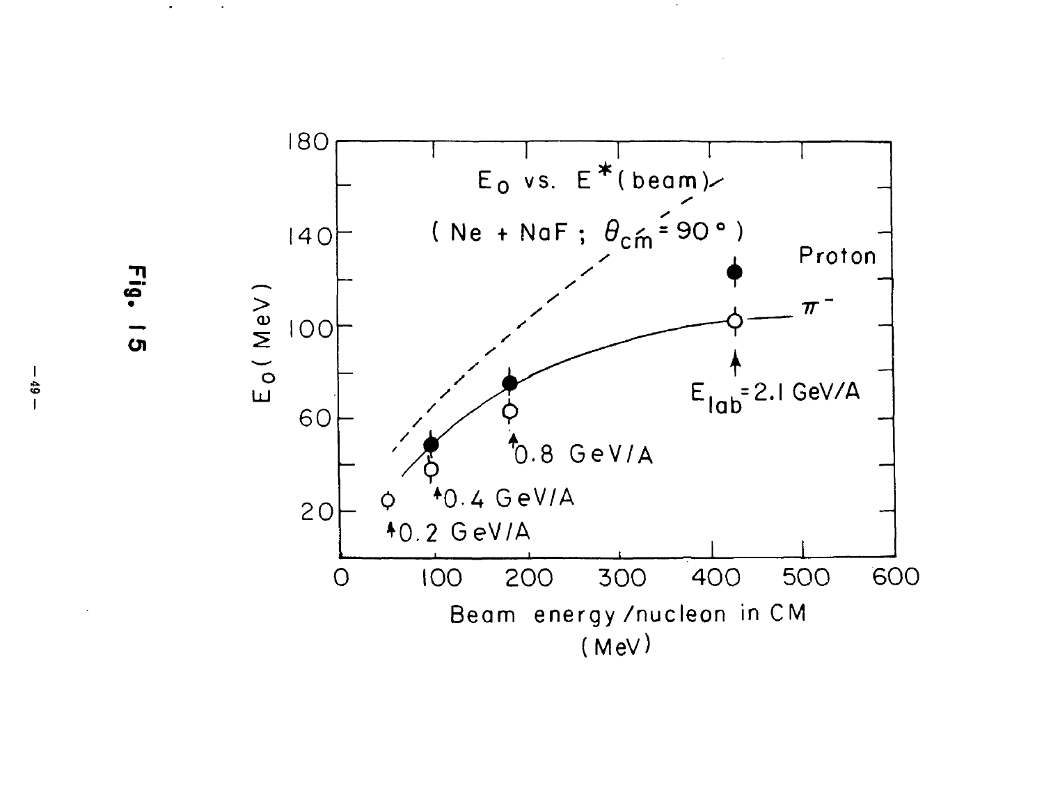Fig. 15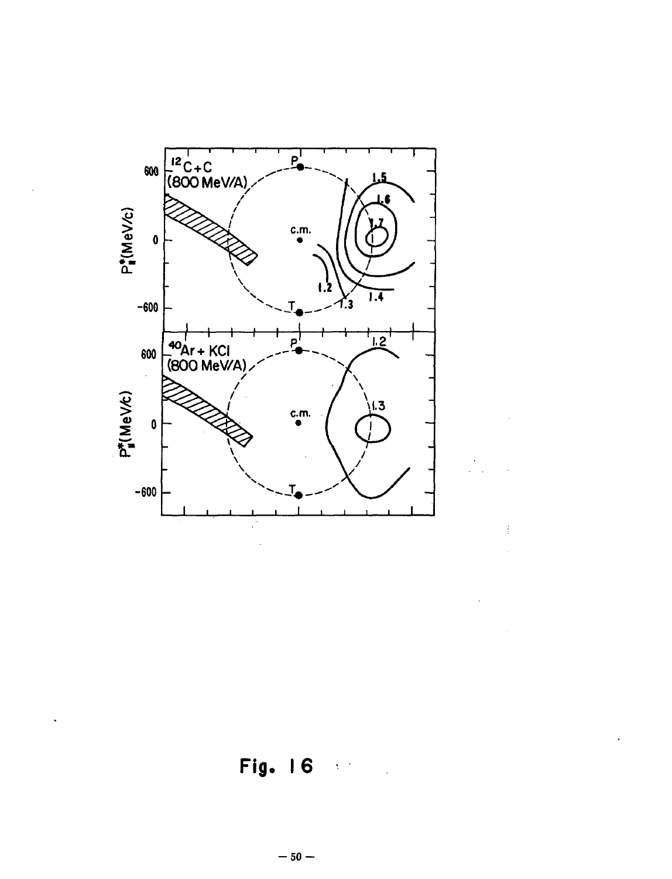Fig. 16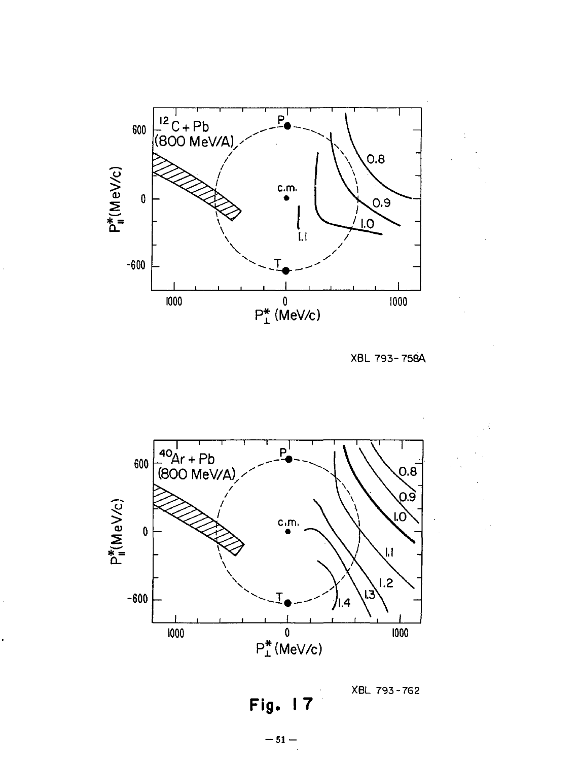XBL 793-758A

XBL 793-762

**Fig. 17**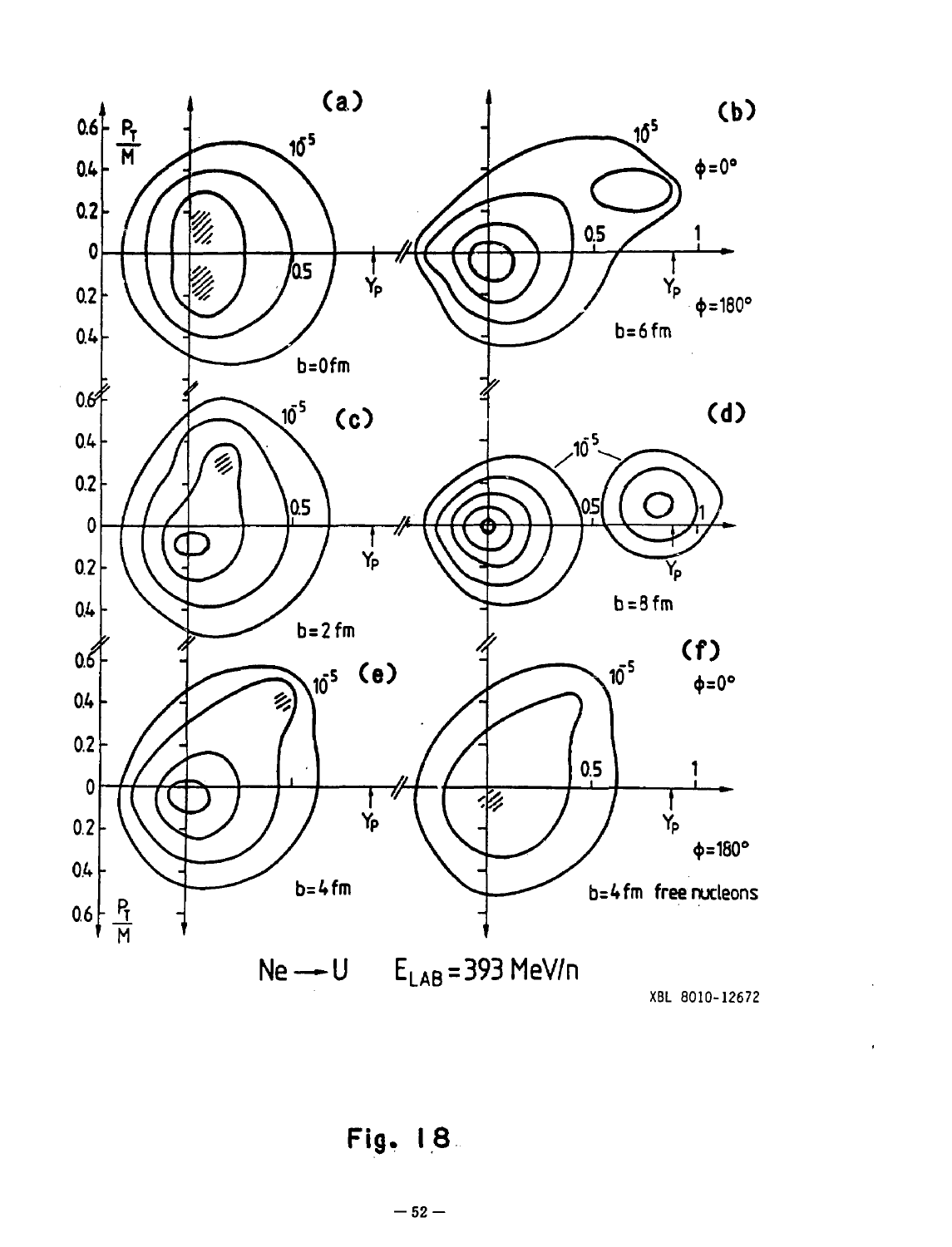Ne ⟶ U  $E_{LAB} = 393$ MeV/n

XBL 8010-12672

**Fig. 18**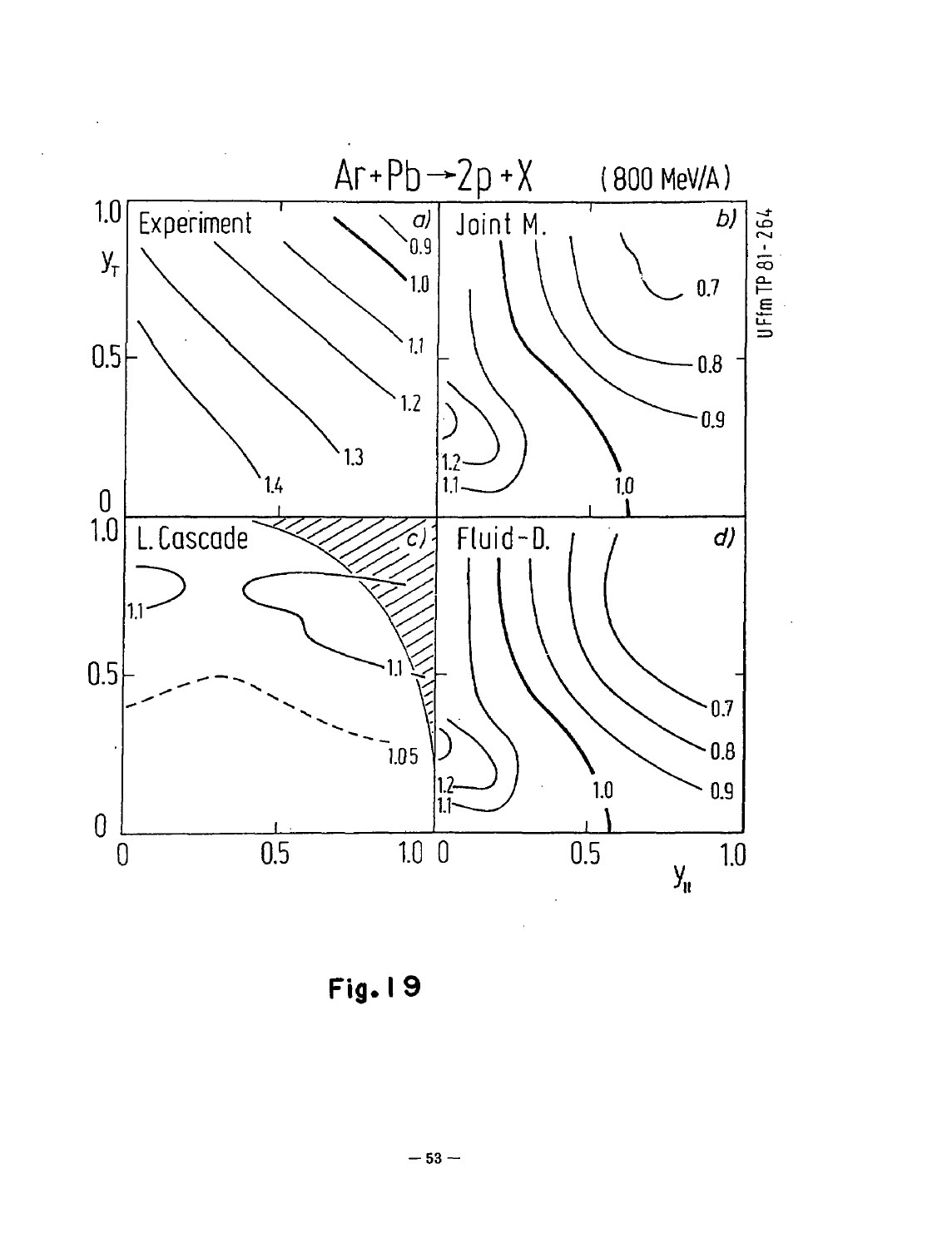Fig. 19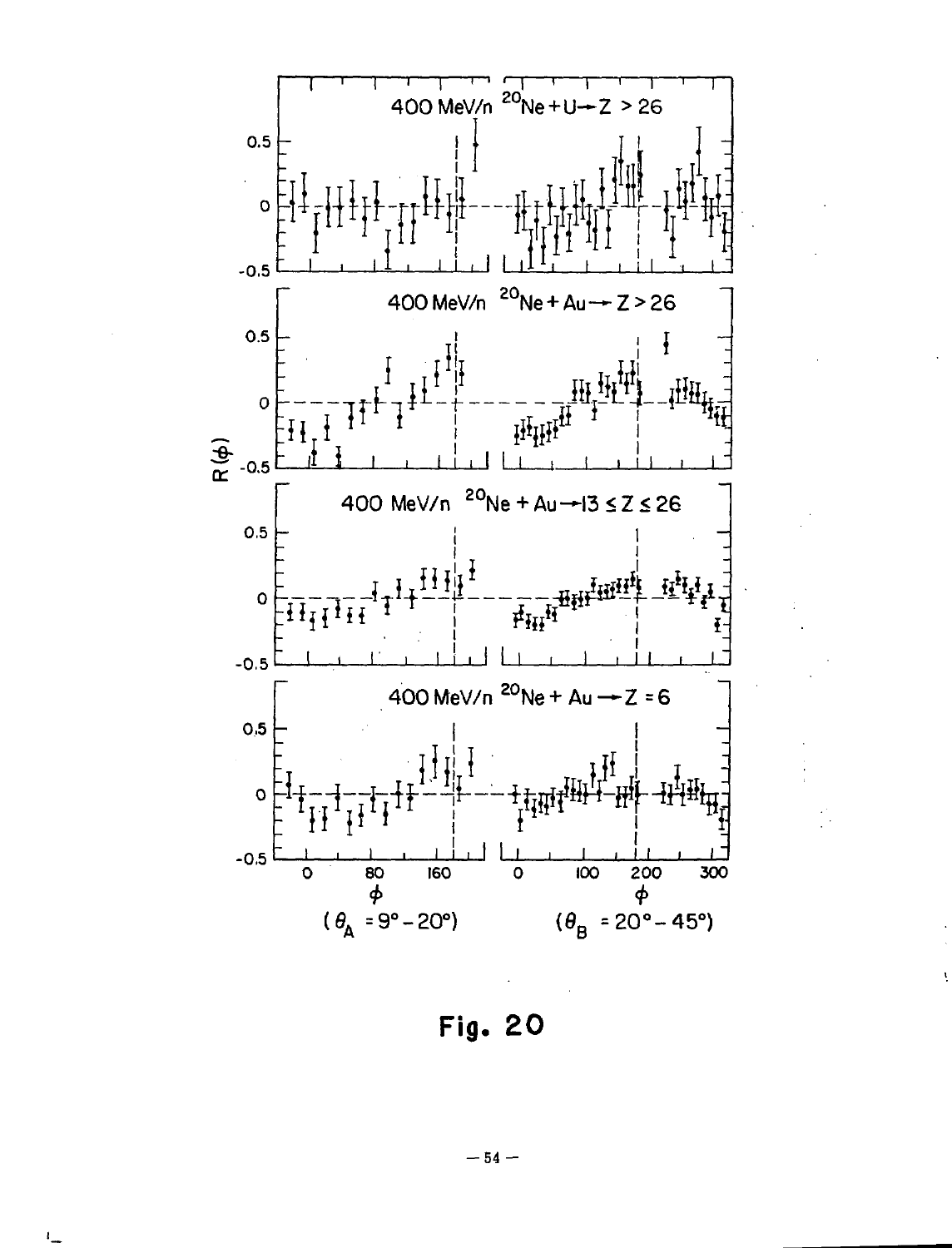400 MeV/n $^{20}Ne + U \rightarrow Z > 26$

400 MeV/n $^{20}Ne + Au \rightarrow Z > 26$

400 MeV/n $^{20}Ne + Au \rightarrow 13 \leq Z \leq 26$

400 MeV/n $^{20}Ne + Au \rightarrow Z = 6$

$R(\phi)$

0.5

0

-0.5

0 80 160

$\phi$

($\theta_A$ = 9° - 20°)

0 100 200 300

$\phi$

($\theta_B$ = 20° - 45°)

**Fig. 20**